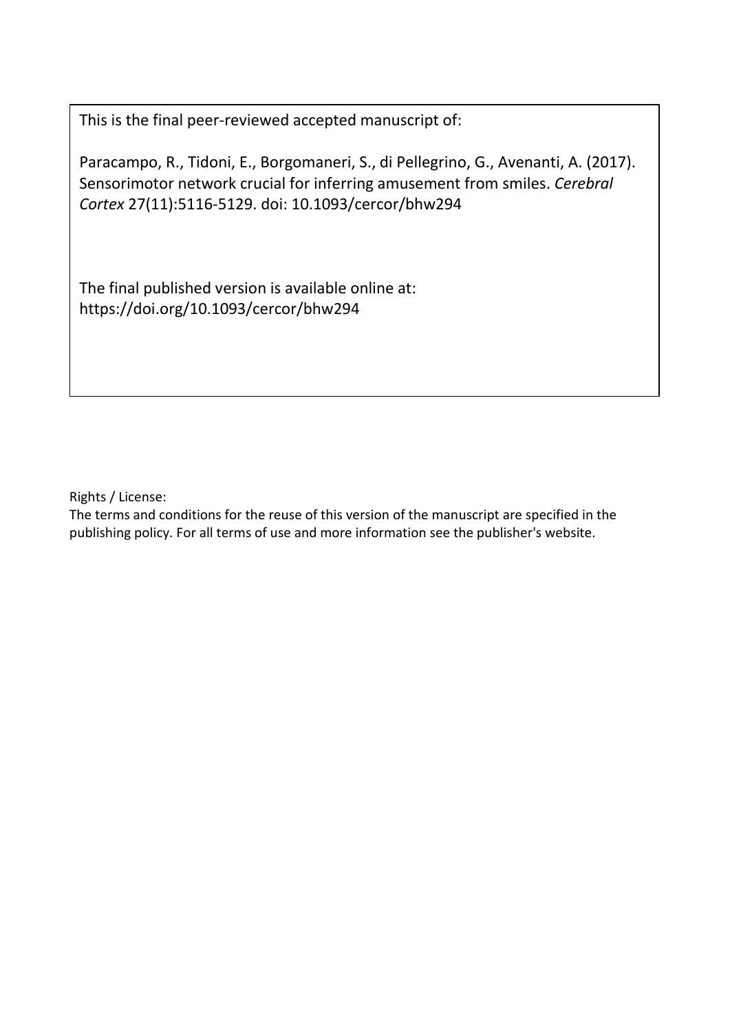This is the final peer-reviewed accepted manuscript of:

Paracampo, R., Tidoni, E., Borgomaneri, S., di Pellegrino, G., Avenanti, A. (2017). Sensorimotor network crucial for inferring amusement from smiles. *Cerebral Cortex* 27(11):5116-5129. doi: 10.1093/cercor/bhw294

The final published version is available online at: https://doi.org/10.1093/cercor/bhw294

Rights / License:

The terms and conditions for the reuse of this version of the manuscript are specified in the publishing policy. For all terms of use and more information see the publisher's website.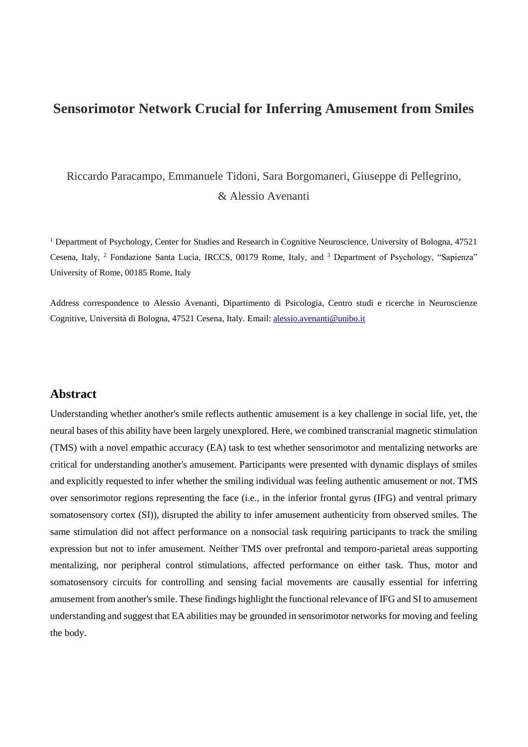# Sensorimotor Network Crucial for Inferring Amusement from Smiles

Riccardo Paracampo, Emmanuele Tidoni, Sara Borgomaneri, Giuseppe di Pellegrino, & Alessio Avenanti

[1] Department of Psychology, Center for Studies and Research in Cognitive Neuroscience, University of Bologna, 47521 Cesena, Italy, [2] Fondazione Santa Lucia, IRCCS, 00179 Rome, Italy, and [3] Department of Psychology, "Sapienza" University of Rome, 00185 Rome, Italy

Address correspondence to Alessio Avenanti, Dipartimento di Psicologia, Centro studi e ricerche in Neuroscienze Cognitive, Università di Bologna, 47521 Cesena, Italy. Email: alessio.avenanti@unibo.it

## Abstract

Understanding whether another's smile reflects authentic amusement is a key challenge in social life, yet, the neural bases of this ability have been largely unexplored. Here, we combined transcranial magnetic stimulation (TMS) with a novel empathic accuracy (EA) task to test whether sensorimotor and mentalizing networks are critical for understanding another's amusement. Participants were presented with dynamic displays of smiles and explicitly requested to infer whether the smiling individual was feeling authentic amusement or not. TMS over sensorimotor regions representing the face (i.e., in the inferior frontal gyrus (IFG) and ventral primary somatosensory cortex (SI)), disrupted the ability to infer amusement authenticity from observed smiles. The same stimulation did not affect performance on a nonsocial task requiring participants to track the smiling expression but not to infer amusement. Neither TMS over prefrontal and temporo-parietal areas supporting mentalizing, nor peripheral control stimulations, affected performance on either task. Thus, motor and somatosensory circuits for controlling and sensing facial movements are causally essential for inferring amusement from another's smile. These findings highlight the functional relevance of IFG and SI to amusement understanding and suggest that EA abilities may be grounded in sensorimotor networks for moving and feeling the body.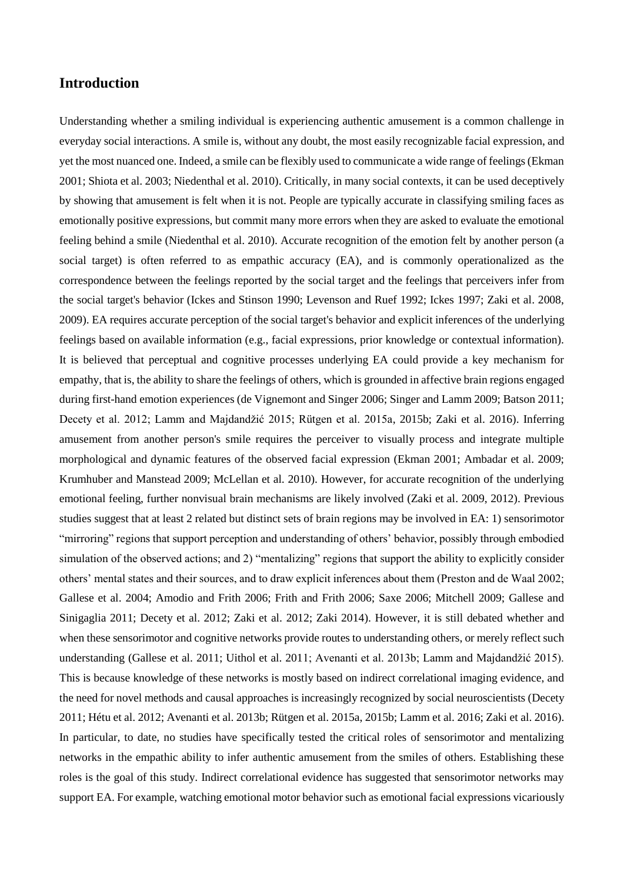## Introduction

Understanding whether a smiling individual is experiencing authentic amusement is a common challenge in everyday social interactions. A smile is, without any doubt, the most easily recognizable facial expression, and yet the most nuanced one. Indeed, a smile can be flexibly used to communicate a wide range of feelings (Ekman 2001; Shiota et al. 2003; Niedenthal et al. 2010). Critically, in many social contexts, it can be used deceptively by showing that amusement is felt when it is not. People are typically accurate in classifying smiling faces as emotionally positive expressions, but commit many more errors when they are asked to evaluate the emotional feeling behind a smile (Niedenthal et al. 2010). Accurate recognition of the emotion felt by another person (a social target) is often referred to as empathic accuracy (EA), and is commonly operationalized as the correspondence between the feelings reported by the social target and the feelings that perceivers infer from the social target's behavior (Ickes and Stinson 1990; Levenson and Ruef 1992; Ickes 1997; Zaki et al. 2008, 2009). EA requires accurate perception of the social target's behavior and explicit inferences of the underlying feelings based on available information (e.g., facial expressions, prior knowledge or contextual information). It is believed that perceptual and cognitive processes underlying EA could provide a key mechanism for empathy, that is, the ability to share the feelings of others, which is grounded in affective brain regions engaged during first-hand emotion experiences (de Vignemont and Singer 2006; Singer and Lamm 2009; Batson 2011; Decety et al. 2012; Lamm and Majdandžić 2015; Rütgen et al. 2015a, 2015b; Zaki et al. 2016). Inferring amusement from another person's smile requires the perceiver to visually process and integrate multiple morphological and dynamic features of the observed facial expression (Ekman 2001; Ambadar et al. 2009; Krumhuber and Manstead 2009; McLellan et al. 2010). However, for accurate recognition of the underlying emotional feeling, further nonvisual brain mechanisms are likely involved (Zaki et al. 2009, 2012). Previous studies suggest that at least 2 related but distinct sets of brain regions may be involved in EA: 1) sensorimotor "mirroring" regions that support perception and understanding of others' behavior, possibly through embodied simulation of the observed actions; and 2) "mentalizing" regions that support the ability to explicitly consider others' mental states and their sources, and to draw explicit inferences about them (Preston and de Waal 2002; Gallese et al. 2004; Amodio and Frith 2006; Frith and Frith 2006; Saxe 2006; Mitchell 2009; Gallese and Sinigaglia 2011; Decety et al. 2012; Zaki et al. 2012; Zaki 2014). However, it is still debated whether and when these sensorimotor and cognitive networks provide routes to understanding others, or merely reflect such understanding (Gallese et al. 2011; Uithol et al. 2011; Avenanti et al. 2013b; Lamm and Majdandžić 2015). This is because knowledge of these networks is mostly based on indirect correlational imaging evidence, and the need for novel methods and causal approaches is increasingly recognized by social neuroscientists (Decety 2011; Hétu et al. 2012; Avenanti et al. 2013b; Rütgen et al. 2015a, 2015b; Lamm et al. 2016; Zaki et al. 2016). In particular, to date, no studies have specifically tested the critical roles of sensorimotor and mentalizing networks in the empathic ability to infer authentic amusement from the smiles of others. Establishing these roles is the goal of this study. Indirect correlational evidence has suggested that sensorimotor networks may support EA. For example, watching emotional motor behavior such as emotional facial expressions vicariously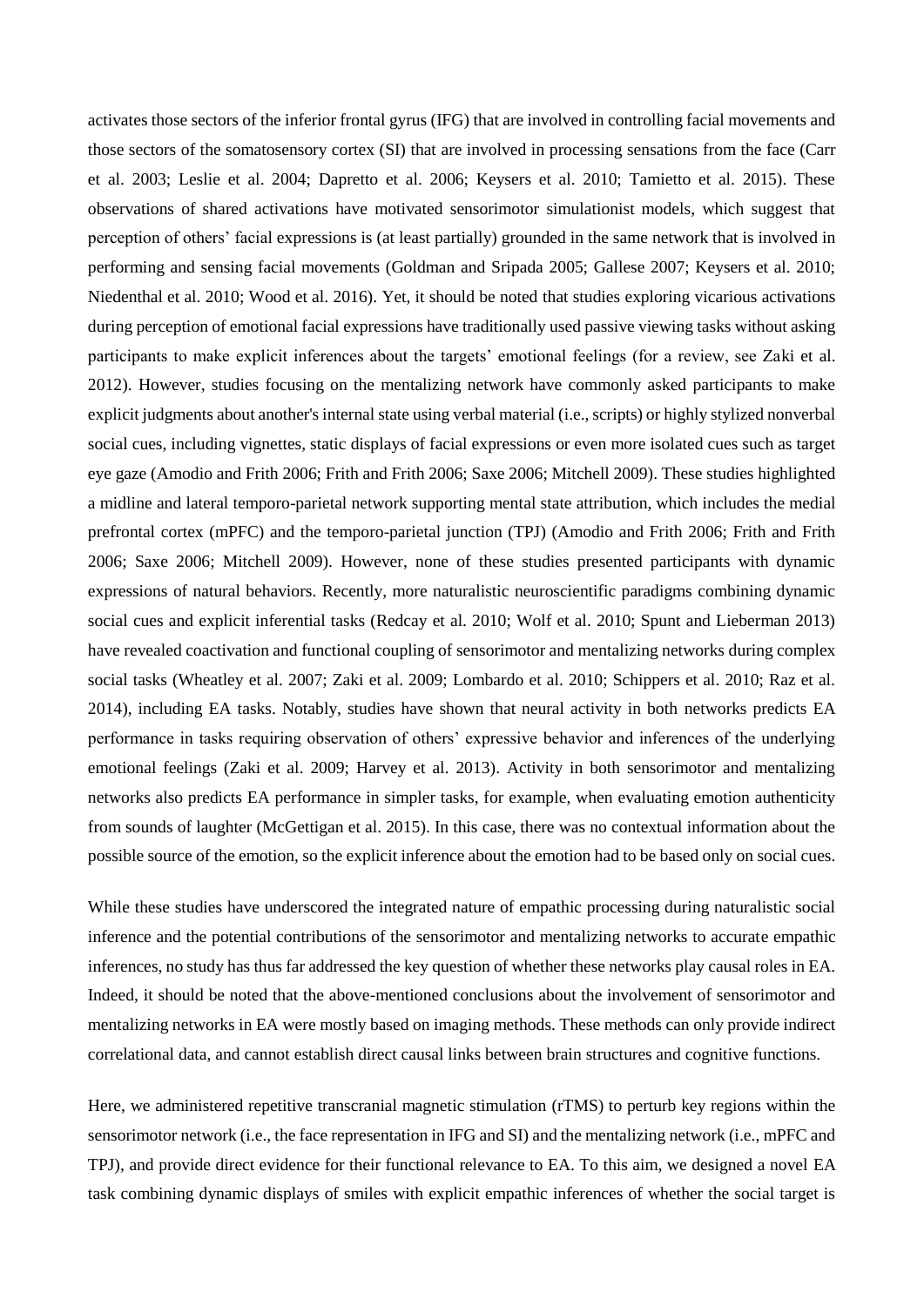activates those sectors of the inferior frontal gyrus (IFG) that are involved in controlling facial movements and those sectors of the somatosensory cortex (SI) that are involved in processing sensations from the face (Carr et al. 2003; Leslie et al. 2004; Dapretto et al. 2006; Keysers et al. 2010; Tamietto et al. 2015). These observations of shared activations have motivated sensorimotor simulationist models, which suggest that perception of others' facial expressions is (at least partially) grounded in the same network that is involved in performing and sensing facial movements (Goldman and Sripada 2005; Gallese 2007; Keysers et al. 2010; Niedenthal et al. 2010; Wood et al. 2016). Yet, it should be noted that studies exploring vicarious activations during perception of emotional facial expressions have traditionally used passive viewing tasks without asking participants to make explicit inferences about the targets' emotional feelings (for a review, see Zaki et al. 2012). However, studies focusing on the mentalizing network have commonly asked participants to make explicit judgments about another's internal state using verbal material (i.e., scripts) or highly stylized nonverbal social cues, including vignettes, static displays of facial expressions or even more isolated cues such as target eye gaze (Amodio and Frith 2006; Frith and Frith 2006; Saxe 2006; Mitchell 2009). These studies highlighted a midline and lateral temporo-parietal network supporting mental state attribution, which includes the medial prefrontal cortex (mPFC) and the temporo-parietal junction (TPJ) (Amodio and Frith 2006; Frith and Frith 2006; Saxe 2006; Mitchell 2009). However, none of these studies presented participants with dynamic expressions of natural behaviors. Recently, more naturalistic neuroscientific paradigms combining dynamic social cues and explicit inferential tasks (Redcay et al. 2010; Wolf et al. 2010; Spunt and Lieberman 2013) have revealed coactivation and functional coupling of sensorimotor and mentalizing networks during complex social tasks (Wheatley et al. 2007; Zaki et al. 2009; Lombardo et al. 2010; Schippers et al. 2010; Raz et al. 2014), including EA tasks. Notably, studies have shown that neural activity in both networks predicts EA performance in tasks requiring observation of others' expressive behavior and inferences of the underlying emotional feelings (Zaki et al. 2009; Harvey et al. 2013). Activity in both sensorimotor and mentalizing networks also predicts EA performance in simpler tasks, for example, when evaluating emotion authenticity from sounds of laughter (McGettigan et al. 2015). In this case, there was no contextual information about the possible source of the emotion, so the explicit inference about the emotion had to be based only on social cues.

While these studies have underscored the integrated nature of empathic processing during naturalistic social inference and the potential contributions of the sensorimotor and mentalizing networks to accurate empathic inferences, no study has thus far addressed the key question of whether these networks play causal roles in EA. Indeed, it should be noted that the above-mentioned conclusions about the involvement of sensorimotor and mentalizing networks in EA were mostly based on imaging methods. These methods can only provide indirect correlational data, and cannot establish direct causal links between brain structures and cognitive functions.

Here, we administered repetitive transcranial magnetic stimulation (rTMS) to perturb key regions within the sensorimotor network (i.e., the face representation in IFG and SI) and the mentalizing network (i.e., mPFC and TPJ), and provide direct evidence for their functional relevance to EA. To this aim, we designed a novel EA task combining dynamic displays of smiles with explicit empathic inferences of whether the social target is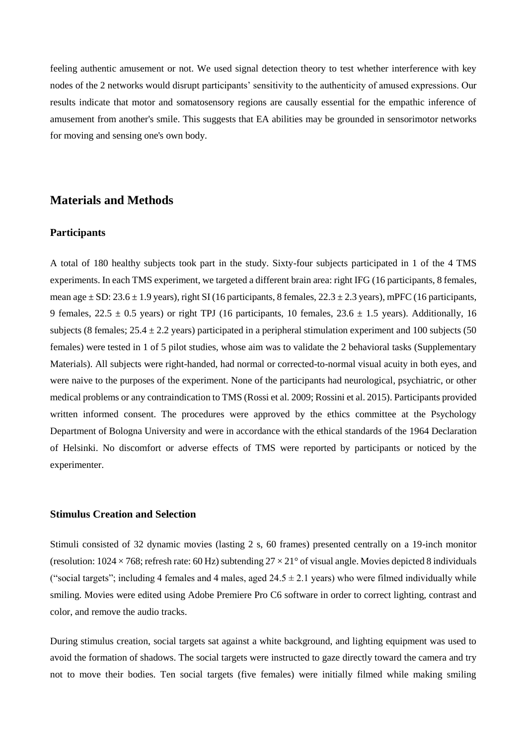feeling authentic amusement or not. We used signal detection theory to test whether interference with key nodes of the 2 networks would disrupt participants' sensitivity to the authenticity of amused expressions. Our results indicate that motor and somatosensory regions are causally essential for the empathic inference of amusement from another's smile. This suggests that EA abilities may be grounded in sensorimotor networks for moving and sensing one's own body.

## Materials and Methods

### Participants

A total of 180 healthy subjects took part in the study. Sixty-four subjects participated in 1 of the 4 TMS experiments. In each TMS experiment, we targeted a different brain area: right IFG (16 participants, 8 females, mean age ± SD: 23.6 ± 1.9 years), right SI (16 participants, 8 females, 22.3 ± 2.3 years), mPFC (16 participants, 9 females, 22.5 ± 0.5 years) or right TPJ (16 participants, 10 females, 23.6 ± 1.5 years). Additionally, 16 subjects (8 females; 25.4 ± 2.2 years) participated in a peripheral stimulation experiment and 100 subjects (50 females) were tested in 1 of 5 pilot studies, whose aim was to validate the 2 behavioral tasks (Supplementary Materials). All subjects were right-handed, had normal or corrected-to-normal visual acuity in both eyes, and were naive to the purposes of the experiment. None of the participants had neurological, psychiatric, or other medical problems or any contraindication to TMS (Rossi et al. 2009; Rossini et al. 2015). Participants provided written informed consent. The procedures were approved by the ethics committee at the Psychology Department of Bologna University and were in accordance with the ethical standards of the 1964 Declaration of Helsinki. No discomfort or adverse effects of TMS were reported by participants or noticed by the experimenter.

### Stimulus Creation and Selection

Stimuli consisted of 32 dynamic movies (lasting 2 s, 60 frames) presented centrally on a 19-inch monitor (resolution: 1024 × 768; refresh rate: 60 Hz) subtending 27 × 21° of visual angle. Movies depicted 8 individuals ("social targets"; including 4 females and 4 males, aged 24.5 ± 2.1 years) who were filmed individually while smiling. Movies were edited using Adobe Premiere Pro C6 software in order to correct lighting, contrast and color, and remove the audio tracks.

During stimulus creation, social targets sat against a white background, and lighting equipment was used to avoid the formation of shadows. The social targets were instructed to gaze directly toward the camera and try not to move their bodies. Ten social targets (five females) were initially filmed while making smiling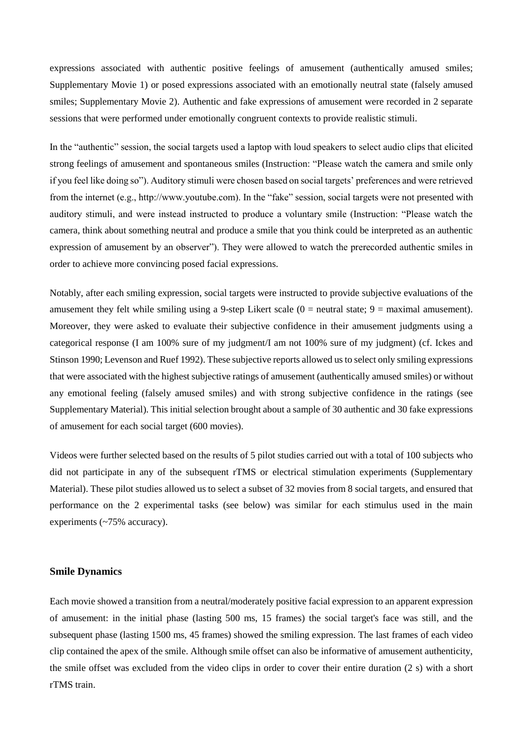expressions associated with authentic positive feelings of amusement (authentically amused smiles; Supplementary Movie 1) or posed expressions associated with an emotionally neutral state (falsely amused smiles; Supplementary Movie 2). Authentic and fake expressions of amusement were recorded in 2 separate sessions that were performed under emotionally congruent contexts to provide realistic stimuli.

In the "authentic" session, the social targets used a laptop with loud speakers to select audio clips that elicited strong feelings of amusement and spontaneous smiles (Instruction: "Please watch the camera and smile only if you feel like doing so"). Auditory stimuli were chosen based on social targets' preferences and were retrieved from the internet (e.g., http://www.youtube.com). In the "fake" session, social targets were not presented with auditory stimuli, and were instead instructed to produce a voluntary smile (Instruction: "Please watch the camera, think about something neutral and produce a smile that you think could be interpreted as an authentic expression of amusement by an observer"). They were allowed to watch the prerecorded authentic smiles in order to achieve more convincing posed facial expressions.

Notably, after each smiling expression, social targets were instructed to provide subjective evaluations of the amusement they felt while smiling using a 9-step Likert scale (0 = neutral state; 9 = maximal amusement). Moreover, they were asked to evaluate their subjective confidence in their amusement judgments using a categorical response (I am 100% sure of my judgment/I am not 100% sure of my judgment) (cf. Ickes and Stinson 1990; Levenson and Ruef 1992). These subjective reports allowed us to select only smiling expressions that were associated with the highest subjective ratings of amusement (authentically amused smiles) or without any emotional feeling (falsely amused smiles) and with strong subjective confidence in the ratings (see Supplementary Material). This initial selection brought about a sample of 30 authentic and 30 fake expressions of amusement for each social target (600 movies).

Videos were further selected based on the results of 5 pilot studies carried out with a total of 100 subjects who did not participate in any of the subsequent rTMS or electrical stimulation experiments (Supplementary Material). These pilot studies allowed us to select a subset of 32 movies from 8 social targets, and ensured that performance on the 2 experimental tasks (see below) was similar for each stimulus used in the main experiments (~75% accuracy).

## Smile Dynamics

Each movie showed a transition from a neutral/moderately positive facial expression to an apparent expression of amusement: in the initial phase (lasting 500 ms, 15 frames) the social target's face was still, and the subsequent phase (lasting 1500 ms, 45 frames) showed the smiling expression. The last frames of each video clip contained the apex of the smile. Although smile offset can also be informative of amusement authenticity, the smile offset was excluded from the video clips in order to cover their entire duration (2 s) with a short rTMS train.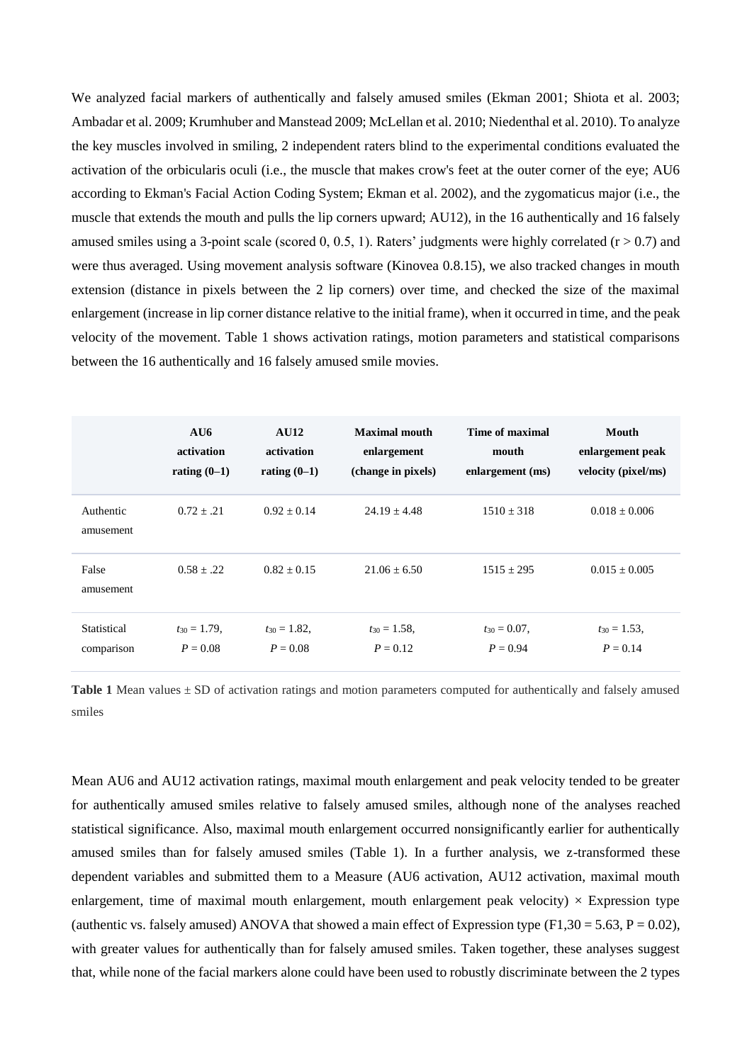We analyzed facial markers of authentically and falsely amused smiles (Ekman 2001; Shiota et al. 2003; Ambadar et al. 2009; Krumhuber and Manstead 2009; McLellan et al. 2010; Niedenthal et al. 2010). To analyze the key muscles involved in smiling, 2 independent raters blind to the experimental conditions evaluated the activation of the orbicularis oculi (i.e., the muscle that makes crow's feet at the outer corner of the eye; AU6 according to Ekman's Facial Action Coding System; Ekman et al. 2002), and the zygomaticus major (i.e., the muscle that extends the mouth and pulls the lip corners upward; AU12), in the 16 authentically and 16 falsely amused smiles using a 3-point scale (scored 0, 0.5, 1). Raters' judgments were highly correlated ($r > 0.7$) and were thus averaged. Using movement analysis software (Kinovea 0.8.15), we also tracked changes in mouth extension (distance in pixels between the 2 lip corners) over time, and checked the size of the maximal enlargement (increase in lip corner distance relative to the initial frame), when it occurred in time, and the peak velocity of the movement. Table 1 shows activation ratings, motion parameters and statistical comparisons between the 16 authentically and 16 falsely amused smile movies.

| | **AU6 activation rating (0–1)** | **AU12 activation rating (0–1)** | **Maximal mouth enlargement (change in pixels)** | **Time of maximal mouth enlargement (ms)** | **Mouth enlargement peak velocity (pixel/ms)** |
|---|---|---|---|---|---|
| Authentic amusement | 0.72 ± .21 | 0.92 ± 0.14 | 24.19 ± 4.48 | 1510 ± 318 | 0.018 ± 0.006 |
| False amusement | 0.58 ± .22 | 0.82 ± 0.15 | 21.06 ± 6.50 | 1515 ± 295 | 0.015 ± 0.005 |
| Statistical comparison | $t_{30} = 1.79$, $P = 0.08$ | $t_{30} = 1.82$, $P = 0.08$ | $t_{30} = 1.58$, $P = 0.12$ | $t_{30} = 0.07$, $P = 0.94$ | $t_{30} = 1.53$, $P = 0.14$ |

**Table 1** Mean values ± SD of activation ratings and motion parameters computed for authentically and falsely amused smiles

Mean AU6 and AU12 activation ratings, maximal mouth enlargement and peak velocity tended to be greater for authentically amused smiles relative to falsely amused smiles, although none of the analyses reached statistical significance. Also, maximal mouth enlargement occurred nonsignificantly earlier for authentically amused smiles than for falsely amused smiles (Table 1). In a further analysis, we z-transformed these dependent variables and submitted them to a Measure (AU6 activation, AU12 activation, maximal mouth enlargement, time of maximal mouth enlargement, mouth enlargement peak velocity) × Expression type (authentic vs. falsely amused) ANOVA that showed a main effect of Expression type ($F_{1,30} = 5.63$, $P = 0.02$), with greater values for authentically than for falsely amused smiles. Taken together, these analyses suggest that, while none of the facial markers alone could have been used to robustly discriminate between the 2 types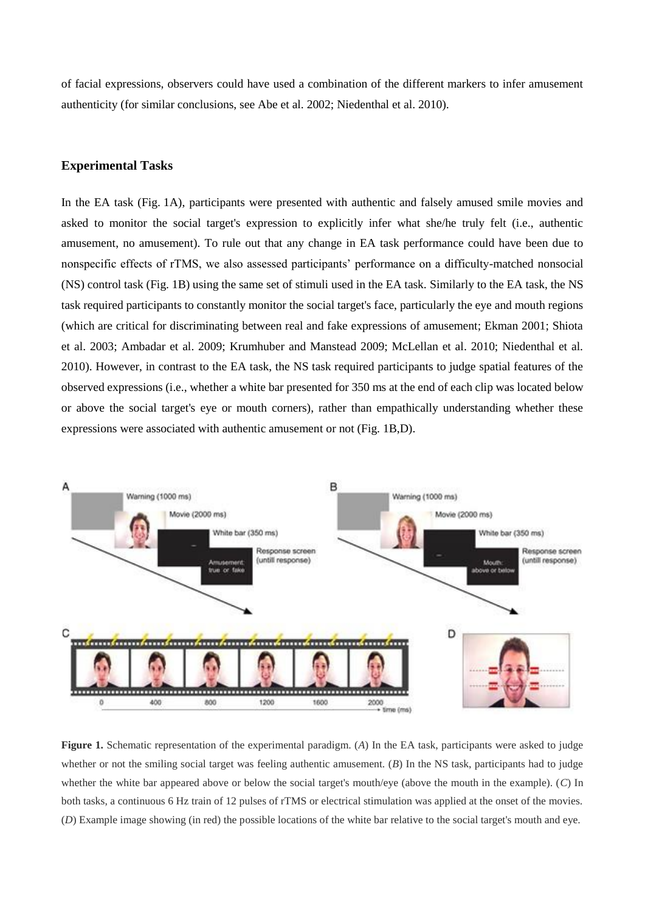of facial expressions, observers could have used a combination of the different markers to infer amusement authenticity (for similar conclusions, see Abe et al. 2002; Niedenthal et al. 2010).

### Experimental Tasks

In the EA task (Fig. 1A), participants were presented with authentic and falsely amused smile movies and asked to monitor the social target's expression to explicitly infer what she/he truly felt (i.e., authentic amusement, no amusement). To rule out that any change in EA task performance could have been due to nonspecific effects of rTMS, we also assessed participants' performance on a difficulty-matched nonsocial (NS) control task (Fig. 1B) using the same set of stimuli used in the EA task. Similarly to the EA task, the NS task required participants to constantly monitor the social target's face, particularly the eye and mouth regions (which are critical for discriminating between real and fake expressions of amusement; Ekman 2001; Shiota et al. 2003; Ambadar et al. 2009; Krumhuber and Manstead 2009; McLellan et al. 2010; Niedenthal et al. 2010). However, in contrast to the EA task, the NS task required participants to judge spatial features of the observed expressions (i.e., whether a white bar presented for 350 ms at the end of each clip was located below or above the social target's eye or mouth corners), rather than empathically understanding whether these expressions were associated with authentic amusement or not (Fig. 1B,D).

**Figure 1.** Schematic representation of the experimental paradigm. (*A*) In the EA task, participants were asked to judge whether or not the smiling social target was feeling authentic amusement. (*B*) In the NS task, participants had to judge whether the white bar appeared above or below the social target's mouth/eye (above the mouth in the example). (*C*) In both tasks, a continuous 6 Hz train of 12 pulses of rTMS or electrical stimulation was applied at the onset of the movies. (*D*) Example image showing (in red) the possible locations of the white bar relative to the social target's mouth and eye.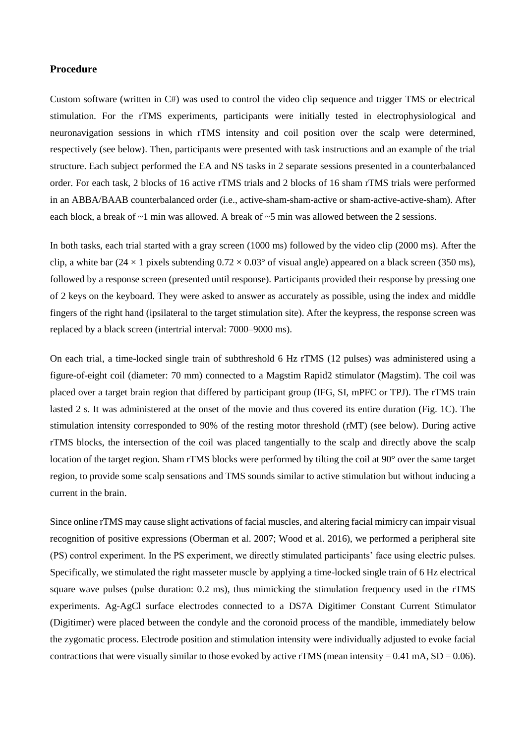### Procedure

Custom software (written in C#) was used to control the video clip sequence and trigger TMS or electrical stimulation. For the rTMS experiments, participants were initially tested in electrophysiological and neuronavigation sessions in which rTMS intensity and coil position over the scalp were determined, respectively (see below). Then, participants were presented with task instructions and an example of the trial structure. Each subject performed the EA and NS tasks in 2 separate sessions presented in a counterbalanced order. For each task, 2 blocks of 16 active rTMS trials and 2 blocks of 16 sham rTMS trials were performed in an ABBA/BAAB counterbalanced order (i.e., active-sham-sham-active or sham-active-active-sham). After each block, a break of ~1 min was allowed. A break of ~5 min was allowed between the 2 sessions.

In both tasks, each trial started with a gray screen (1000 ms) followed by the video clip (2000 ms). After the clip, a white bar ($24 \times 1$ pixels subtending $0.72 \times 0.03°$ of visual angle) appeared on a black screen (350 ms), followed by a response screen (presented until response). Participants provided their response by pressing one of 2 keys on the keyboard. They were asked to answer as accurately as possible, using the index and middle fingers of the right hand (ipsilateral to the target stimulation site). After the keypress, the response screen was replaced by a black screen (intertrial interval: 7000–9000 ms).

On each trial, a time-locked single train of subthreshold 6 Hz rTMS (12 pulses) was administered using a figure-of-eight coil (diameter: 70 mm) connected to a Magstim Rapid2 stimulator (Magstim). The coil was placed over a target brain region that differed by participant group (IFG, SI, mPFC or TPJ). The rTMS train lasted 2 s. It was administered at the onset of the movie and thus covered its entire duration (Fig. 1C). The stimulation intensity corresponded to 90% of the resting motor threshold (rMT) (see below). During active rTMS blocks, the intersection of the coil was placed tangentially to the scalp and directly above the scalp location of the target region. Sham rTMS blocks were performed by tilting the coil at 90° over the same target region, to provide some scalp sensations and TMS sounds similar to active stimulation but without inducing a current in the brain.

Since online rTMS may cause slight activations of facial muscles, and altering facial mimicry can impair visual recognition of positive expressions (Oberman et al. 2007; Wood et al. 2016), we performed a peripheral site (PS) control experiment. In the PS experiment, we directly stimulated participants' face using electric pulses. Specifically, we stimulated the right masseter muscle by applying a time-locked single train of 6 Hz electrical square wave pulses (pulse duration: 0.2 ms), thus mimicking the stimulation frequency used in the rTMS experiments. Ag-AgCl surface electrodes connected to a DS7A Digitimer Constant Current Stimulator (Digitimer) were placed between the condyle and the coronoid process of the mandible, immediately below the zygomatic process. Electrode position and stimulation intensity were individually adjusted to evoke facial contractions that were visually similar to those evoked by active rTMS (mean intensity = 0.41 mA, SD = 0.06).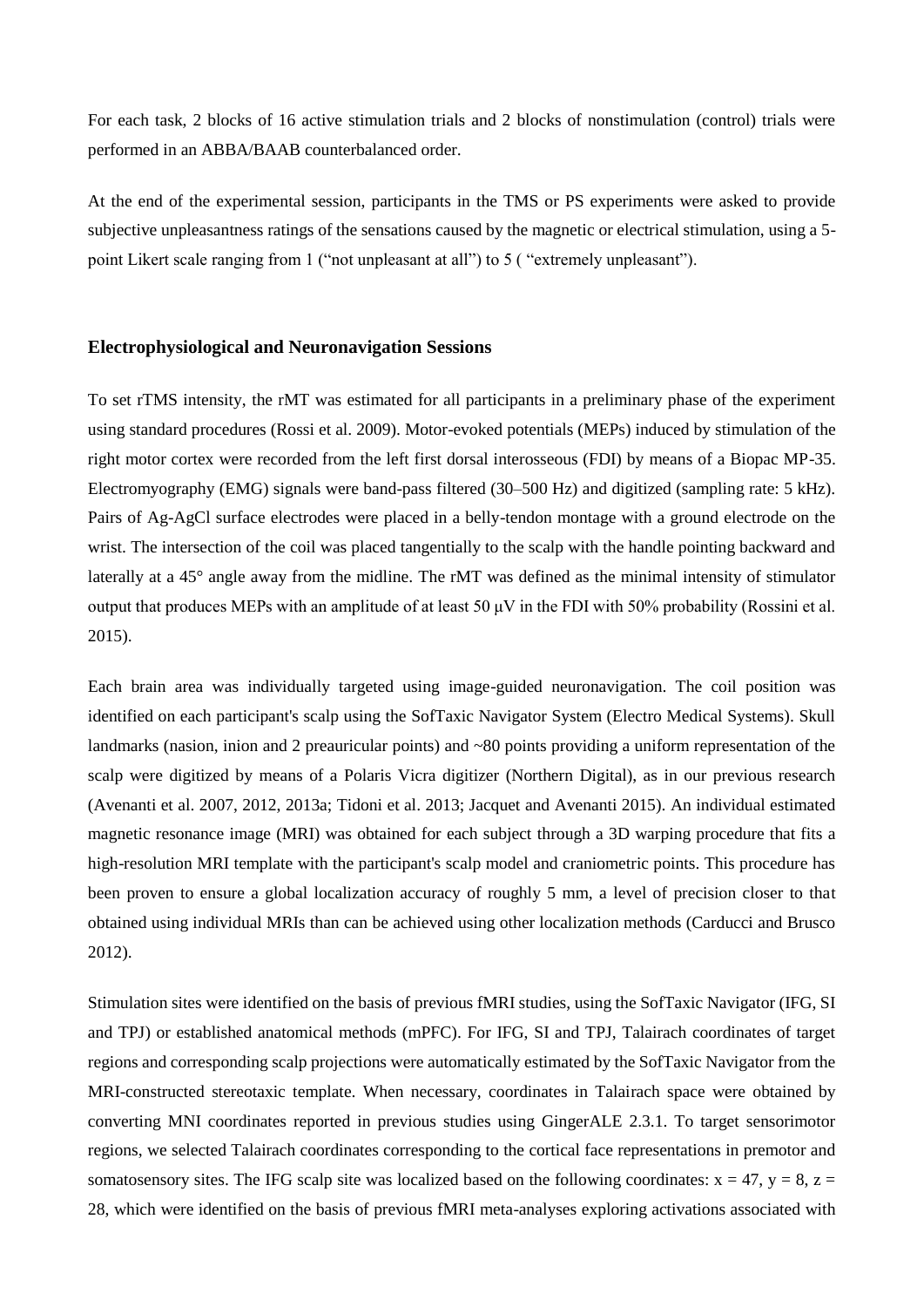For each task, 2 blocks of 16 active stimulation trials and 2 blocks of nonstimulation (control) trials were performed in an ABBA/BAAB counterbalanced order.

At the end of the experimental session, participants in the TMS or PS experiments were asked to provide subjective unpleasantness ratings of the sensations caused by the magnetic or electrical stimulation, using a 5-point Likert scale ranging from 1 ("not unpleasant at all") to 5 ( "extremely unpleasant").

### Electrophysiological and Neuronavigation Sessions

To set rTMS intensity, the rMT was estimated for all participants in a preliminary phase of the experiment using standard procedures (Rossi et al. 2009). Motor-evoked potentials (MEPs) induced by stimulation of the right motor cortex were recorded from the left first dorsal interosseous (FDI) by means of a Biopac MP-35. Electromyography (EMG) signals were band-pass filtered (30–500 Hz) and digitized (sampling rate: 5 kHz). Pairs of Ag-AgCl surface electrodes were placed in a belly-tendon montage with a ground electrode on the wrist. The intersection of the coil was placed tangentially to the scalp with the handle pointing backward and laterally at a 45° angle away from the midline. The rMT was defined as the minimal intensity of stimulator output that produces MEPs with an amplitude of at least 50 μV in the FDI with 50% probability (Rossini et al. 2015).

Each brain area was individually targeted using image-guided neuronavigation. The coil position was identified on each participant's scalp using the SofTaxic Navigator System (Electro Medical Systems). Skull landmarks (nasion, inion and 2 preauricular points) and ~80 points providing a uniform representation of the scalp were digitized by means of a Polaris Vicra digitizer (Northern Digital), as in our previous research (Avenanti et al. 2007, 2012, 2013a; Tidoni et al. 2013; Jacquet and Avenanti 2015). An individual estimated magnetic resonance image (MRI) was obtained for each subject through a 3D warping procedure that fits a high-resolution MRI template with the participant's scalp model and craniometric points. This procedure has been proven to ensure a global localization accuracy of roughly 5 mm, a level of precision closer to that obtained using individual MRIs than can be achieved using other localization methods (Carducci and Brusco 2012).

Stimulation sites were identified on the basis of previous fMRI studies, using the SofTaxic Navigator (IFG, SI and TPJ) or established anatomical methods (mPFC). For IFG, SI and TPJ, Talairach coordinates of target regions and corresponding scalp projections were automatically estimated by the SofTaxic Navigator from the MRI-constructed stereotaxic template. When necessary, coordinates in Talairach space were obtained by converting MNI coordinates reported in previous studies using GingerALE 2.3.1. To target sensorimotor regions, we selected Talairach coordinates corresponding to the cortical face representations in premotor and somatosensory sites. The IFG scalp site was localized based on the following coordinates: $x = 47$, $y = 8$, $z = 28$, which were identified on the basis of previous fMRI meta-analyses exploring activations associated with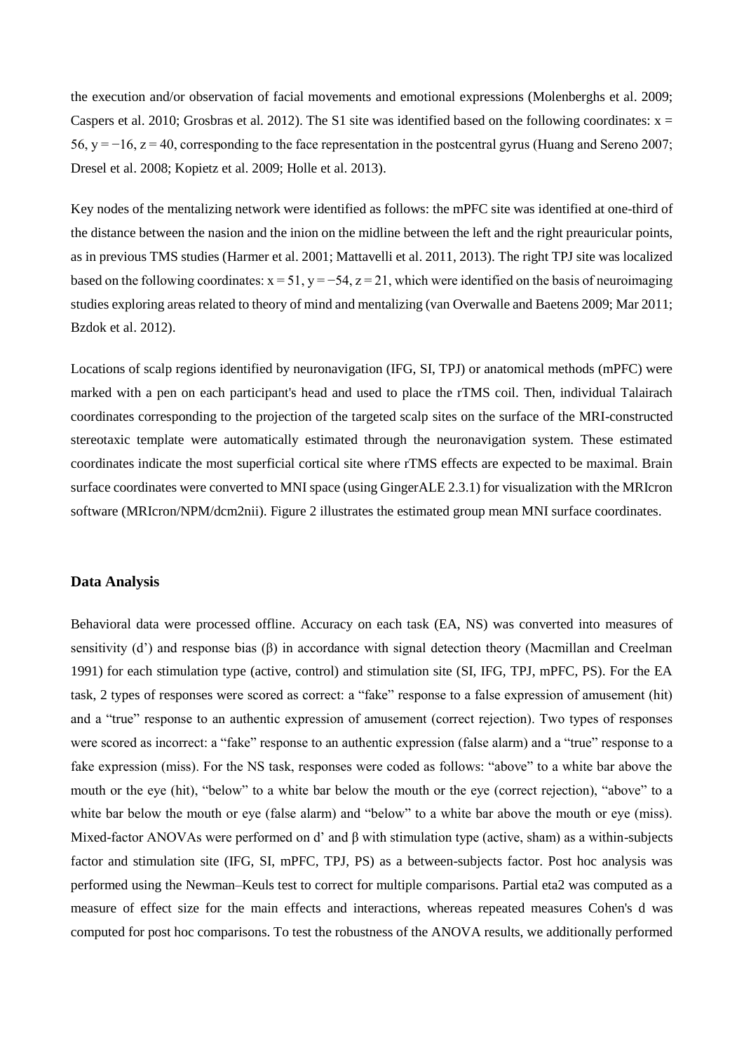the execution and/or observation of facial movements and emotional expressions (Molenberghs et al. 2009; Caspers et al. 2010; Grosbras et al. 2012). The S1 site was identified based on the following coordinates: $x = 56$, $y = -16$, $z = 40$, corresponding to the face representation in the postcentral gyrus (Huang and Sereno 2007; Dresel et al. 2008; Kopietz et al. 2009; Holle et al. 2013).

Key nodes of the mentalizing network were identified as follows: the mPFC site was identified at one-third of the distance between the nasion and the inion on the midline between the left and the right preauricular points, as in previous TMS studies (Harmer et al. 2001; Mattavelli et al. 2011, 2013). The right TPJ site was localized based on the following coordinates: $x = 51$, $y = -54$, $z = 21$, which were identified on the basis of neuroimaging studies exploring areas related to theory of mind and mentalizing (van Overwalle and Baetens 2009; Mar 2011; Bzdok et al. 2012).

Locations of scalp regions identified by neuronavigation (IFG, SI, TPJ) or anatomical methods (mPFC) were marked with a pen on each participant's head and used to place the rTMS coil. Then, individual Talairach coordinates corresponding to the projection of the targeted scalp sites on the surface of the MRI-constructed stereotaxic template were automatically estimated through the neuronavigation system. These estimated coordinates indicate the most superficial cortical site where rTMS effects are expected to be maximal. Brain surface coordinates were converted to MNI space (using GingerALE 2.3.1) for visualization with the MRIcron software (MRIcron/NPM/dcm2nii). Figure 2 illustrates the estimated group mean MNI surface coordinates.

## Data Analysis

Behavioral data were processed offline. Accuracy on each task (EA, NS) was converted into measures of sensitivity (d') and response bias (β) in accordance with signal detection theory (Macmillan and Creelman 1991) for each stimulation type (active, control) and stimulation site (SI, IFG, TPJ, mPFC, PS). For the EA task, 2 types of responses were scored as correct: a "fake" response to a false expression of amusement (hit) and a "true" response to an authentic expression of amusement (correct rejection). Two types of responses were scored as incorrect: a "fake" response to an authentic expression (false alarm) and a "true" response to a fake expression (miss). For the NS task, responses were coded as follows: "above" to a white bar above the mouth or the eye (hit), "below" to a white bar below the mouth or the eye (correct rejection), "above" to a white bar below the mouth or eye (false alarm) and "below" to a white bar above the mouth or eye (miss). Mixed-factor ANOVAs were performed on d' and β with stimulation type (active, sham) as a within-subjects factor and stimulation site (IFG, SI, mPFC, TPJ, PS) as a between-subjects factor. Post hoc analysis was performed using the Newman–Keuls test to correct for multiple comparisons. Partial eta2 was computed as a measure of effect size for the main effects and interactions, whereas repeated measures Cohen's d was computed for post hoc comparisons. To test the robustness of the ANOVA results, we additionally performed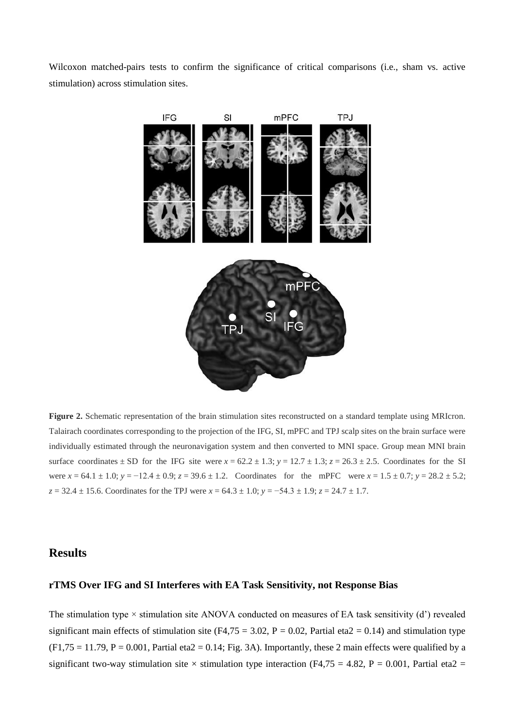Wilcoxon matched-pairs tests to confirm the significance of critical comparisons (i.e., sham vs. active stimulation) across stimulation sites.

**Figure 2.** Schematic representation of the brain stimulation sites reconstructed on a standard template using MRIcron. Talairach coordinates corresponding to the projection of the IFG, SI, mPFC and TPJ scalp sites on the brain surface were individually estimated through the neuronavigation system and then converted to MNI space. Group mean MNI brain surface coordinates ± SD for the IFG site were $x = 62.2 \pm 1.3$; $y = 12.7 \pm 1.3$; $z = 26.3 \pm 2.5$. Coordinates for the SI were $x = 64.1 \pm 1.0$; $y = -12.4 \pm 0.9$; $z = 39.6 \pm 1.2$. Coordinates for the mPFC were $x = 1.5 \pm 0.7$; $y = 28.2 \pm 5.2$; $z = 32.4 \pm 15.6$. Coordinates for the TPJ were $x = 64.3 \pm 1.0$; $y = -54.3 \pm 1.9$; $z = 24.7 \pm 1.7$.

## Results

### rTMS Over IFG and SI Interferes with EA Task Sensitivity, not Response Bias

The stimulation type × stimulation site ANOVA conducted on measures of EA task sensitivity (d') revealed significant main effects of stimulation site ($F_{4,75} = 3.02$, $P = 0.02$, Partial $\eta^2 = 0.14$) and stimulation type ($F_{1,75} = 11.79$, $P = 0.001$, Partial $\eta^2 = 0.14$; Fig. 3A). Importantly, these 2 main effects were qualified by a significant two-way stimulation site × stimulation type interaction ($F_{4,75} = 4.82$, $P = 0.001$, Partial $\eta^2 =$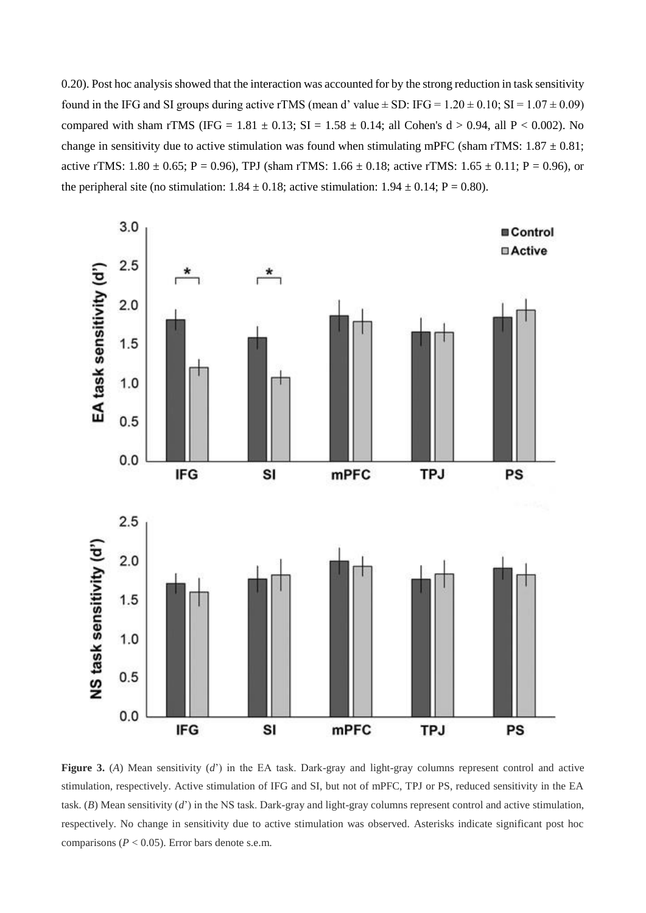0.20). Post hoc analysis showed that the interaction was accounted for by the strong reduction in task sensitivity found in the IFG and SI groups during active rTMS (mean d' value ± SD: IFG = 1.20 ± 0.10; SI = 1.07 ± 0.09) compared with sham rTMS (IFG = 1.81 ± 0.13; SI = 1.58 ± 0.14; all Cohen's d > 0.94, all $P < 0.002$). No change in sensitivity due to active stimulation was found when stimulating mPFC (sham rTMS: 1.87 ± 0.81; active rTMS: 1.80 ± 0.65; $P = 0.96$), TPJ (sham rTMS: 1.66 ± 0.18; active rTMS: 1.65 ± 0.11; $P = 0.96$), or the peripheral site (no stimulation: 1.84 ± 0.18; active stimulation: 1.94 ± 0.14; $P = 0.80$).

**Figure 3.** (*A*) Mean sensitivity (*d*') in the EA task. Dark-gray and light-gray columns represent control and active stimulation, respectively. Active stimulation of IFG and SI, but not of mPFC, TPJ or PS, reduced sensitivity in the EA task. (*B*) Mean sensitivity (*d*') in the NS task. Dark-gray and light-gray columns represent control and active stimulation, respectively. No change in sensitivity due to active stimulation was observed. Asterisks indicate significant post hoc comparisons ($P < 0.05$). Error bars denote s.e.m.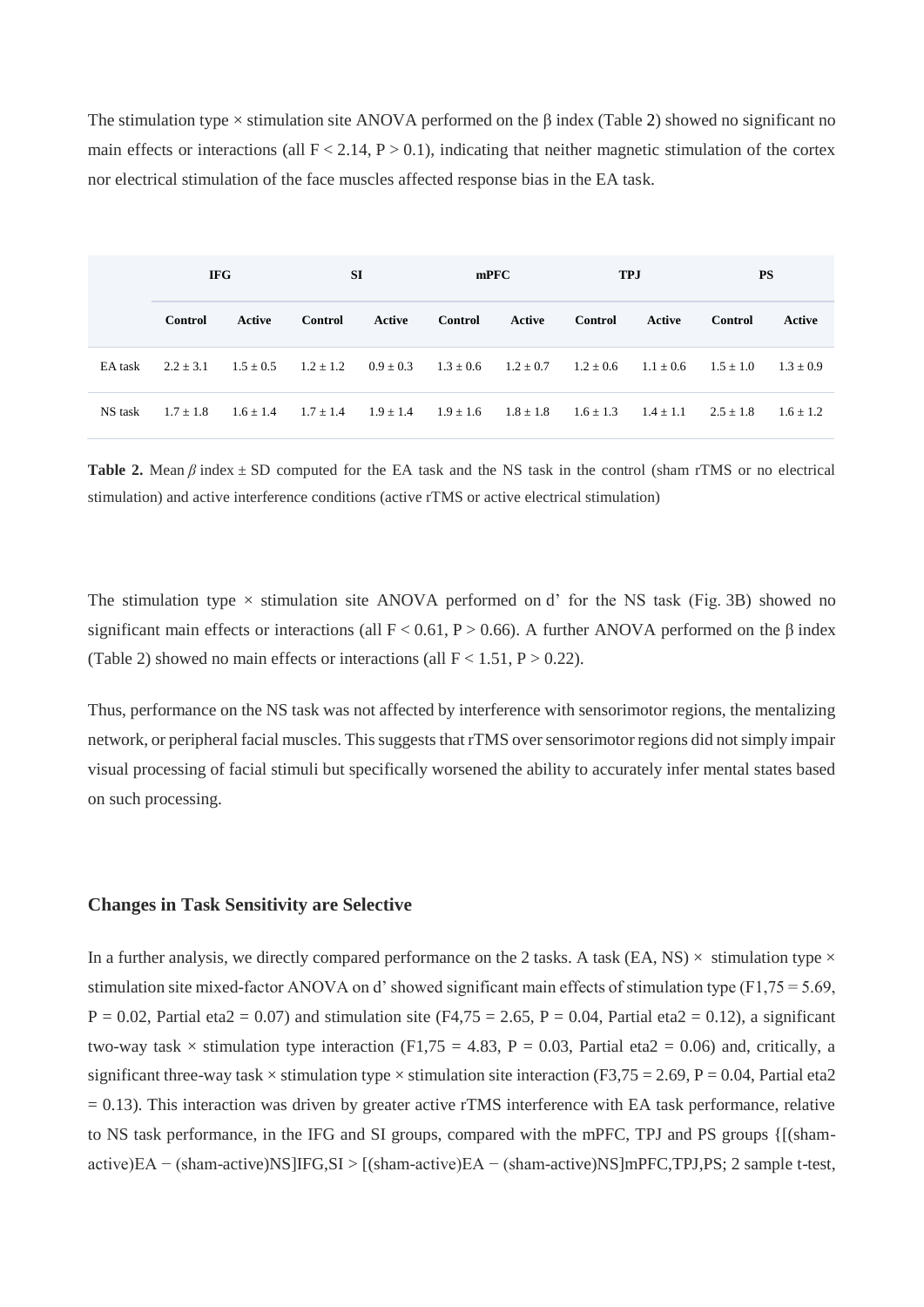The stimulation type × stimulation site ANOVA performed on the β index (Table 2) showed no significant no main effects or interactions (all $F < 2.14$, $P > 0.1$), indicating that neither magnetic stimulation of the cortex nor electrical stimulation of the face muscles affected response bias in the EA task.

| | IFG | | SI | | mPFC | | TPJ | | PS | |
|---|---|---|---|---|---|---|---|---|---|---|
| | **Control** | **Active** | **Control** | **Active** | **Control** | **Active** | **Control** | **Active** | **Control** | **Active** |
| EA task | 2.2 ± 3.1 | 1.5 ± 0.5 | 1.2 ± 1.2 | 0.9 ± 0.3 | 1.3 ± 0.6 | 1.2 ± 0.7 | 1.2 ± 0.6 | 1.1 ± 0.6 | 1.5 ± 1.0 | 1.3 ± 0.9 |
| NS task | 1.7 ± 1.8 | 1.6 ± 1.4 | 1.7 ± 1.4 | 1.9 ± 1.4 | 1.9 ± 1.6 | 1.8 ± 1.8 | 1.6 ± 1.3 | 1.4 ± 1.1 | 2.5 ± 1.8 | 1.6 ± 1.2 |

**Table 2.** Mean *β* index ± SD computed for the EA task and the NS task in the control (sham rTMS or no electrical stimulation) and active interference conditions (active rTMS or active electrical stimulation)

The stimulation type × stimulation site ANOVA performed on d' for the NS task (Fig. 3B) showed no significant main effects or interactions (all $F < 0.61$, $P > 0.66$). A further ANOVA performed on the β index (Table 2) showed no main effects or interactions (all $F < 1.51$, $P > 0.22$).

Thus, performance on the NS task was not affected by interference with sensorimotor regions, the mentalizing network, or peripheral facial muscles. This suggests that rTMS over sensorimotor regions did not simply impair visual processing of facial stimuli but specifically worsened the ability to accurately infer mental states based on such processing.

### Changes in Task Sensitivity are Selective

In a further analysis, we directly compared performance on the 2 tasks. A task (EA, NS) × stimulation type × stimulation site mixed-factor ANOVA on d' showed significant main effects of stimulation type ($F_{1,75} = 5.69$, $P = 0.02$, Partial eta2 = 0.07) and stimulation site ($F_{4,75} = 2.65$, $P = 0.04$, Partial eta2 = 0.12), a significant two-way task × stimulation type interaction ($F_{1,75} = 4.83$, $P = 0.03$, Partial eta2 = 0.06) and, critically, a significant three-way task × stimulation type × stimulation site interaction ($F_{3,75} = 2.69$, $P = 0.04$, Partial eta2 = 0.13). This interaction was driven by greater active rTMS interference with EA task performance, relative to NS task performance, in the IFG and SI groups, compared with the mPFC, TPJ and PS groups {$[(\text{sham-active})_{EA} - (\text{sham-active})_{NS}]_{IFG,SI} > [(\text{sham-active})_{EA} - (\text{sham-active})_{NS}]_{mPFC,TPJ,PS}$; 2 sample t-test,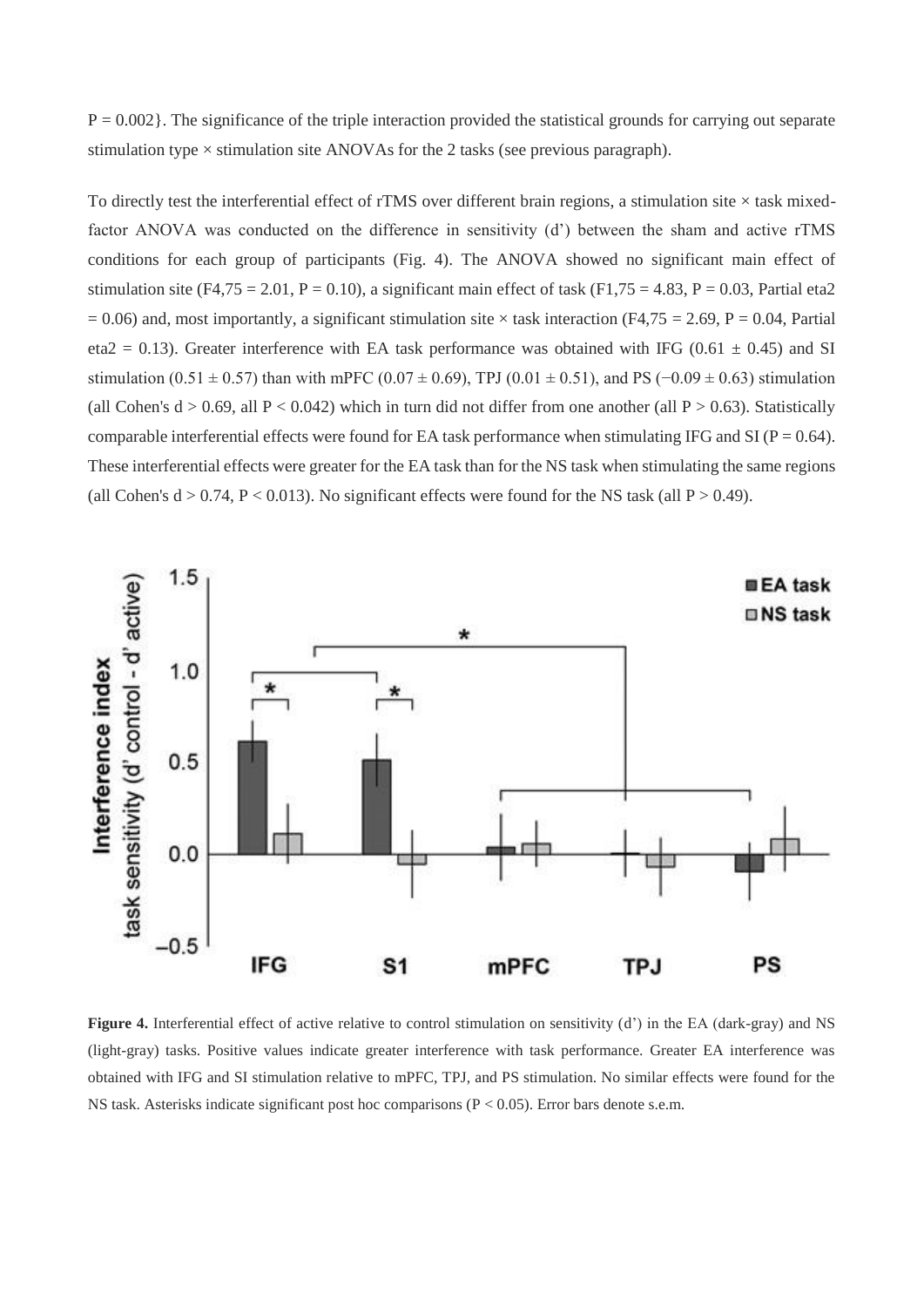$P = 0.002$}. The significance of the triple interaction provided the statistical grounds for carrying out separate stimulation type × stimulation site ANOVAs for the 2 tasks (see previous paragraph).

To directly test the interferential effect of rTMS over different brain regions, a stimulation site × task mixed-factor ANOVA was conducted on the difference in sensitivity (d') between the sham and active rTMS conditions for each group of participants (Fig. 4). The ANOVA showed no significant main effect of stimulation site ($F_{4,75} = 2.01$, $P = 0.10$), a significant main effect of task ($F_{1,75} = 4.83$, $P = 0.03$, Partial $\eta^2 = 0.06$) and, most importantly, a significant stimulation site × task interaction ($F_{4,75} = 2.69$, $P = 0.04$, Partial $\eta^2 = 0.13$). Greater interference with EA task performance was obtained with IFG ($0.61 \pm 0.45$) and SI stimulation ($0.51 \pm 0.57$) than with mPFC ($0.07 \pm 0.69$), TPJ ($0.01 \pm 0.51$), and PS ($-0.09 \pm 0.63$) stimulation (all Cohen's $d > 0.69$, all $P < 0.042$) which in turn did not differ from one another (all $P > 0.63$). Statistically comparable interferential effects were found for EA task performance when stimulating IFG and SI ($P = 0.64$). These interferential effects were greater for the EA task than for the NS task when stimulating the same regions (all Cohen's $d > 0.74$, $P < 0.013$). No significant effects were found for the NS task (all $P > 0.49$).

**Figure 4.** Interferential effect of active relative to control stimulation on sensitivity (d') in the EA (dark-gray) and NS (light-gray) tasks. Positive values indicate greater interference with task performance. Greater EA interference was obtained with IFG and SI stimulation relative to mPFC, TPJ, and PS stimulation. No similar effects were found for the NS task. Asterisks indicate significant post hoc comparisons ($P < 0.05$). Error bars denote s.e.m.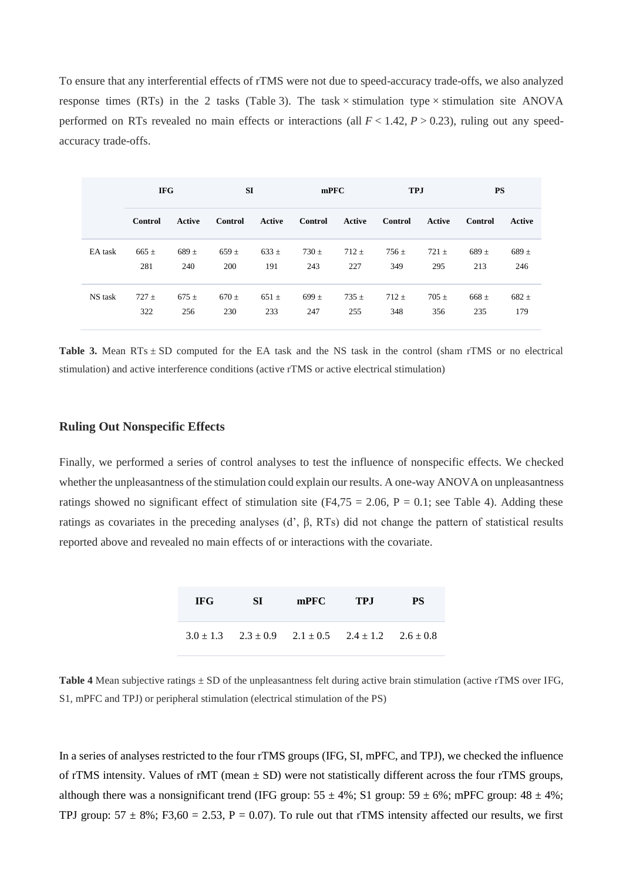To ensure that any interferential effects of rTMS were not due to speed-accuracy trade-offs, we also analyzed response times (RTs) in the 2 tasks (Table 3). The task × stimulation type × stimulation site ANOVA performed on RTs revealed no main effects or interactions (all $F < 1.42$, $P > 0.23$), ruling out any speed-accuracy trade-offs.

| | IFG | | SI | | mPFC | | TPJ | | PS | |
|---|---|---|---|---|---|---|---|---|---|---|
| | **Control** | **Active** | **Control** | **Active** | **Control** | **Active** | **Control** | **Active** | **Control** | **Active** |
| EA task | 665 ± 281 | 689 ± 240 | 659 ± 200 | 633 ± 191 | 730 ± 243 | 712 ± 227 | 756 ± 349 | 721 ± 295 | 689 ± 213 | 689 ± 246 |
| NS task | 727 ± 322 | 675 ± 256 | 670 ± 230 | 651 ± 233 | 699 ± 247 | 735 ± 255 | 712 ± 348 | 705 ± 356 | 668 ± 235 | 682 ± 179 |

**Table 3.** Mean RTs ± SD computed for the EA task and the NS task in the control (sham rTMS or no electrical stimulation) and active interference conditions (active rTMS or active electrical stimulation)

### Ruling Out Nonspecific Effects

Finally, we performed a series of control analyses to test the influence of nonspecific effects. We checked whether the unpleasantness of the stimulation could explain our results. A one-way ANOVA on unpleasantness ratings showed no significant effect of stimulation site ($F_{4,75} = 2.06$, $P = 0.1$; see Table 4). Adding these ratings as covariates in the preceding analyses (d', β, RTs) did not change the pattern of statistical results reported above and revealed no main effects of or interactions with the covariate.

| IFG | SI | mPFC | TPJ | PS |
|---|---|---|---|---|
| 3.0 ± 1.3 | 2.3 ± 0.9 | 2.1 ± 0.5 | 2.4 ± 1.2 | 2.6 ± 0.8 |

**Table 4** Mean subjective ratings ± SD of the unpleasantness felt during active brain stimulation (active rTMS over IFG, S1, mPFC and TPJ) or peripheral stimulation (electrical stimulation of the PS)

In a series of analyses restricted to the four rTMS groups (IFG, SI, mPFC, and TPJ), we checked the influence of rTMS intensity. Values of rMT (mean ± SD) were not statistically different across the four rTMS groups, although there was a nonsignificant trend (IFG group: 55 ± 4%; S1 group: 59 ± 6%; mPFC group: 48 ± 4%; TPJ group: 57 ± 8%; $F_{3,60} = 2.53$, $P = 0.07$). To rule out that rTMS intensity affected our results, we first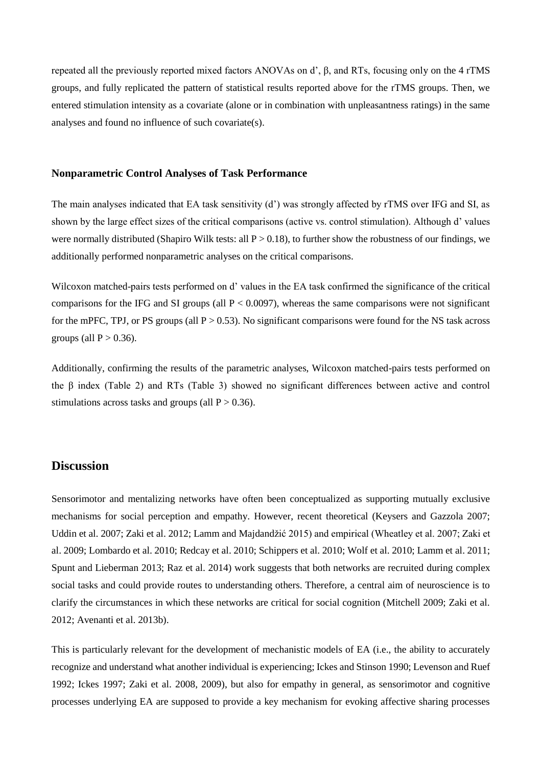repeated all the previously reported mixed factors ANOVAs on d', β, and RTs, focusing only on the 4 rTMS groups, and fully replicated the pattern of statistical results reported above for the rTMS groups. Then, we entered stimulation intensity as a covariate (alone or in combination with unpleasantness ratings) in the same analyses and found no influence of such covariate(s).

### Nonparametric Control Analyses of Task Performance

The main analyses indicated that EA task sensitivity (d') was strongly affected by rTMS over IFG and SI, as shown by the large effect sizes of the critical comparisons (active vs. control stimulation). Although d' values were normally distributed (Shapiro Wilk tests: all $P > 0.18$), to further show the robustness of our findings, we additionally performed nonparametric analyses on the critical comparisons.

Wilcoxon matched-pairs tests performed on d' values in the EA task confirmed the significance of the critical comparisons for the IFG and SI groups (all $P < 0.0097$), whereas the same comparisons were not significant for the mPFC, TPJ, or PS groups (all $P > 0.53$). No significant comparisons were found for the NS task across groups (all $P > 0.36$).

Additionally, confirming the results of the parametric analyses, Wilcoxon matched-pairs tests performed on the β index (Table 2) and RTs (Table 3) showed no significant differences between active and control stimulations across tasks and groups (all $P > 0.36$).

## Discussion

Sensorimotor and mentalizing networks have often been conceptualized as supporting mutually exclusive mechanisms for social perception and empathy. However, recent theoretical (Keysers and Gazzola 2007; Uddin et al. 2007; Zaki et al. 2012; Lamm and Majdandžić 2015) and empirical (Wheatley et al. 2007; Zaki et al. 2009; Lombardo et al. 2010; Redcay et al. 2010; Schippers et al. 2010; Wolf et al. 2010; Lamm et al. 2011; Spunt and Lieberman 2013; Raz et al. 2014) work suggests that both networks are recruited during complex social tasks and could provide routes to understanding others. Therefore, a central aim of neuroscience is to clarify the circumstances in which these networks are critical for social cognition (Mitchell 2009; Zaki et al. 2012; Avenanti et al. 2013b).

This is particularly relevant for the development of mechanistic models of EA (i.e., the ability to accurately recognize and understand what another individual is experiencing; Ickes and Stinson 1990; Levenson and Ruef 1992; Ickes 1997; Zaki et al. 2008, 2009), but also for empathy in general, as sensorimotor and cognitive processes underlying EA are supposed to provide a key mechanism for evoking affective sharing processes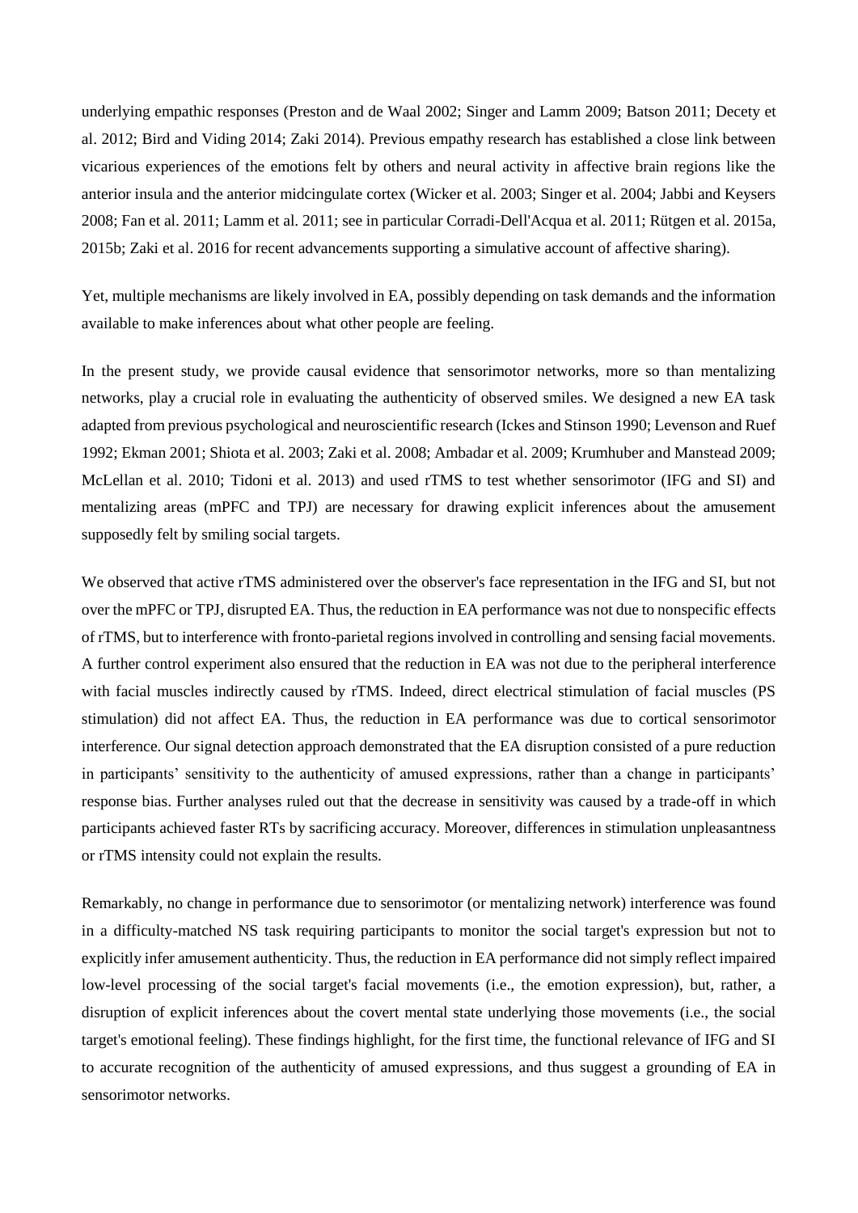underlying empathic responses (Preston and de Waal 2002; Singer and Lamm 2009; Batson 2011; Decety et al. 2012; Bird and Viding 2014; Zaki 2014). Previous empathy research has established a close link between vicarious experiences of the emotions felt by others and neural activity in affective brain regions like the anterior insula and the anterior midcingulate cortex (Wicker et al. 2003; Singer et al. 2004; Jabbi and Keysers 2008; Fan et al. 2011; Lamm et al. 2011; see in particular Corradi-Dell'Acqua et al. 2011; Rütgen et al. 2015a, 2015b; Zaki et al. 2016 for recent advancements supporting a simulative account of affective sharing).

Yet, multiple mechanisms are likely involved in EA, possibly depending on task demands and the information available to make inferences about what other people are feeling.

In the present study, we provide causal evidence that sensorimotor networks, more so than mentalizing networks, play a crucial role in evaluating the authenticity of observed smiles. We designed a new EA task adapted from previous psychological and neuroscientific research (Ickes and Stinson 1990; Levenson and Ruef 1992; Ekman 2001; Shiota et al. 2003; Zaki et al. 2008; Ambadar et al. 2009; Krumhuber and Manstead 2009; McLellan et al. 2010; Tidoni et al. 2013) and used rTMS to test whether sensorimotor (IFG and SI) and mentalizing areas (mPFC and TPJ) are necessary for drawing explicit inferences about the amusement supposedly felt by smiling social targets.

We observed that active rTMS administered over the observer's face representation in the IFG and SI, but not over the mPFC or TPJ, disrupted EA. Thus, the reduction in EA performance was not due to nonspecific effects of rTMS, but to interference with fronto-parietal regions involved in controlling and sensing facial movements. A further control experiment also ensured that the reduction in EA was not due to the peripheral interference with facial muscles indirectly caused by rTMS. Indeed, direct electrical stimulation of facial muscles (PS stimulation) did not affect EA. Thus, the reduction in EA performance was due to cortical sensorimotor interference. Our signal detection approach demonstrated that the EA disruption consisted of a pure reduction in participants' sensitivity to the authenticity of amused expressions, rather than a change in participants' response bias. Further analyses ruled out that the decrease in sensitivity was caused by a trade-off in which participants achieved faster RTs by sacrificing accuracy. Moreover, differences in stimulation unpleasantness or rTMS intensity could not explain the results.

Remarkably, no change in performance due to sensorimotor (or mentalizing network) interference was found in a difficulty-matched NS task requiring participants to monitor the social target's expression but not to explicitly infer amusement authenticity. Thus, the reduction in EA performance did not simply reflect impaired low-level processing of the social target's facial movements (i.e., the emotion expression), but, rather, a disruption of explicit inferences about the covert mental state underlying those movements (i.e., the social target's emotional feeling). These findings highlight, for the first time, the functional relevance of IFG and SI to accurate recognition of the authenticity of amused expressions, and thus suggest a grounding of EA in sensorimotor networks.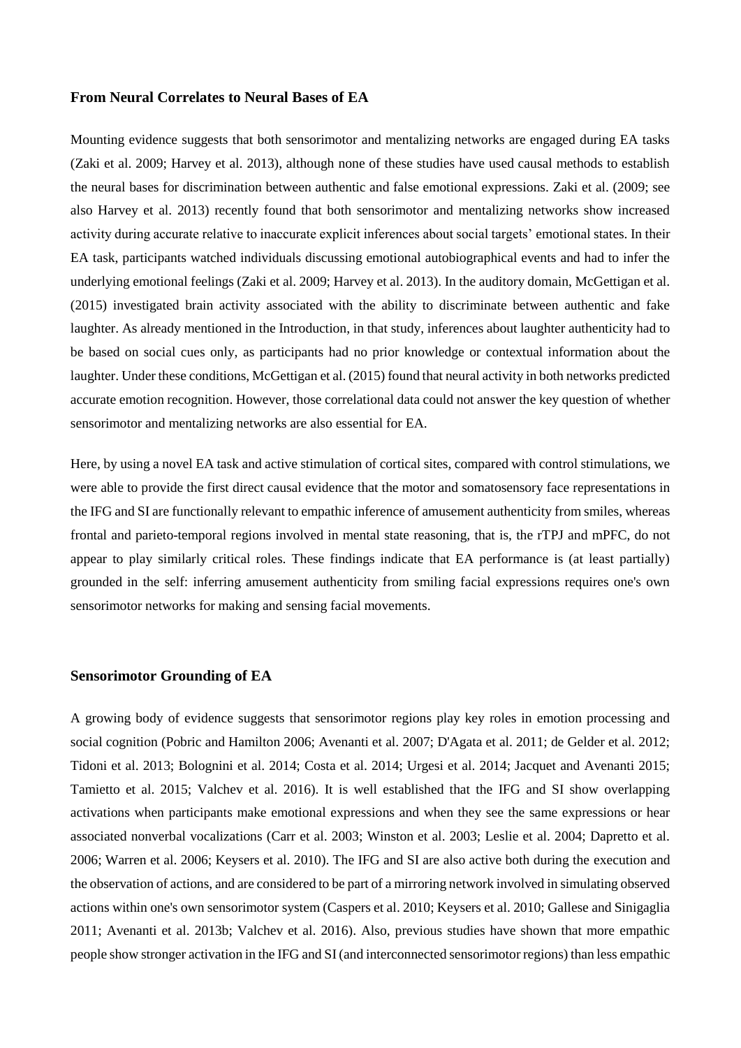### From Neural Correlates to Neural Bases of EA

Mounting evidence suggests that both sensorimotor and mentalizing networks are engaged during EA tasks (Zaki et al. 2009; Harvey et al. 2013), although none of these studies have used causal methods to establish the neural bases for discrimination between authentic and false emotional expressions. Zaki et al. (2009; see also Harvey et al. 2013) recently found that both sensorimotor and mentalizing networks show increased activity during accurate relative to inaccurate explicit inferences about social targets' emotional states. In their EA task, participants watched individuals discussing emotional autobiographical events and had to infer the underlying emotional feelings (Zaki et al. 2009; Harvey et al. 2013). In the auditory domain, McGettigan et al. (2015) investigated brain activity associated with the ability to discriminate between authentic and fake laughter. As already mentioned in the Introduction, in that study, inferences about laughter authenticity had to be based on social cues only, as participants had no prior knowledge or contextual information about the laughter. Under these conditions, McGettigan et al. (2015) found that neural activity in both networks predicted accurate emotion recognition. However, those correlational data could not answer the key question of whether sensorimotor and mentalizing networks are also essential for EA.

Here, by using a novel EA task and active stimulation of cortical sites, compared with control stimulations, we were able to provide the first direct causal evidence that the motor and somatosensory face representations in the IFG and SI are functionally relevant to empathic inference of amusement authenticity from smiles, whereas frontal and parieto-temporal regions involved in mental state reasoning, that is, the rTPJ and mPFC, do not appear to play similarly critical roles. These findings indicate that EA performance is (at least partially) grounded in the self: inferring amusement authenticity from smiling facial expressions requires one's own sensorimotor networks for making and sensing facial movements.

### Sensorimotor Grounding of EA

A growing body of evidence suggests that sensorimotor regions play key roles in emotion processing and social cognition (Pobric and Hamilton 2006; Avenanti et al. 2007; D'Agata et al. 2011; de Gelder et al. 2012; Tidoni et al. 2013; Bolognini et al. 2014; Costa et al. 2014; Urgesi et al. 2014; Jacquet and Avenanti 2015; Tamietto et al. 2015; Valchev et al. 2016). It is well established that the IFG and SI show overlapping activations when participants make emotional expressions and when they see the same expressions or hear associated nonverbal vocalizations (Carr et al. 2003; Winston et al. 2003; Leslie et al. 2004; Dapretto et al. 2006; Warren et al. 2006; Keysers et al. 2010). The IFG and SI are also active both during the execution and the observation of actions, and are considered to be part of a mirroring network involved in simulating observed actions within one's own sensorimotor system (Caspers et al. 2010; Keysers et al. 2010; Gallese and Sinigaglia 2011; Avenanti et al. 2013b; Valchev et al. 2016). Also, previous studies have shown that more empathic people show stronger activation in the IFG and SI (and interconnected sensorimotor regions) than less empathic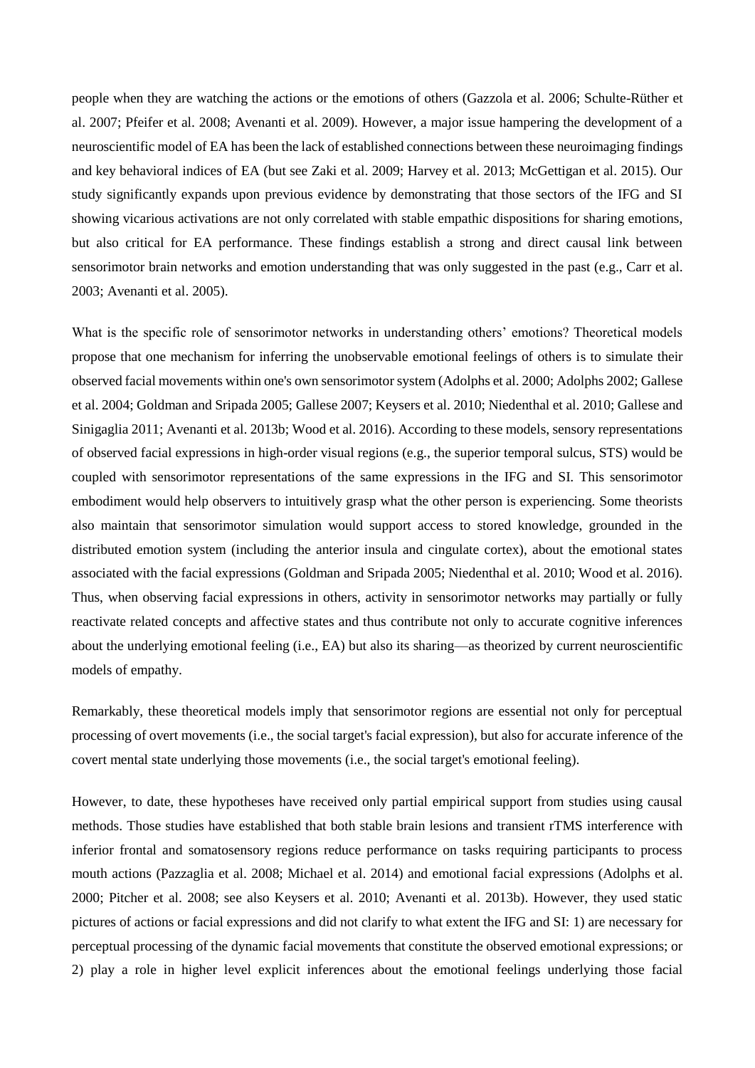people when they are watching the actions or the emotions of others (Gazzola et al. 2006; Schulte-Rüther et al. 2007; Pfeifer et al. 2008; Avenanti et al. 2009). However, a major issue hampering the development of a neuroscientific model of EA has been the lack of established connections between these neuroimaging findings and key behavioral indices of EA (but see Zaki et al. 2009; Harvey et al. 2013; McGettigan et al. 2015). Our study significantly expands upon previous evidence by demonstrating that those sectors of the IFG and SI showing vicarious activations are not only correlated with stable empathic dispositions for sharing emotions, but also critical for EA performance. These findings establish a strong and direct causal link between sensorimotor brain networks and emotion understanding that was only suggested in the past (e.g., Carr et al. 2003; Avenanti et al. 2005).

What is the specific role of sensorimotor networks in understanding others' emotions? Theoretical models propose that one mechanism for inferring the unobservable emotional feelings of others is to simulate their observed facial movements within one's own sensorimotor system (Adolphs et al. 2000; Adolphs 2002; Gallese et al. 2004; Goldman and Sripada 2005; Gallese 2007; Keysers et al. 2010; Niedenthal et al. 2010; Gallese and Sinigaglia 2011; Avenanti et al. 2013b; Wood et al. 2016). According to these models, sensory representations of observed facial expressions in high-order visual regions (e.g., the superior temporal sulcus, STS) would be coupled with sensorimotor representations of the same expressions in the IFG and SI. This sensorimotor embodiment would help observers to intuitively grasp what the other person is experiencing. Some theorists also maintain that sensorimotor simulation would support access to stored knowledge, grounded in the distributed emotion system (including the anterior insula and cingulate cortex), about the emotional states associated with the facial expressions (Goldman and Sripada 2005; Niedenthal et al. 2010; Wood et al. 2016). Thus, when observing facial expressions in others, activity in sensorimotor networks may partially or fully reactivate related concepts and affective states and thus contribute not only to accurate cognitive inferences about the underlying emotional feeling (i.e., EA) but also its sharing—as theorized by current neuroscientific models of empathy.

Remarkably, these theoretical models imply that sensorimotor regions are essential not only for perceptual processing of overt movements (i.e., the social target's facial expression), but also for accurate inference of the covert mental state underlying those movements (i.e., the social target's emotional feeling).

However, to date, these hypotheses have received only partial empirical support from studies using causal methods. Those studies have established that both stable brain lesions and transient rTMS interference with inferior frontal and somatosensory regions reduce performance on tasks requiring participants to process mouth actions (Pazzaglia et al. 2008; Michael et al. 2014) and emotional facial expressions (Adolphs et al. 2000; Pitcher et al. 2008; see also Keysers et al. 2010; Avenanti et al. 2013b). However, they used static pictures of actions or facial expressions and did not clarify to what extent the IFG and SI: 1) are necessary for perceptual processing of the dynamic facial movements that constitute the observed emotional expressions; or 2) play a role in higher level explicit inferences about the emotional feelings underlying those facial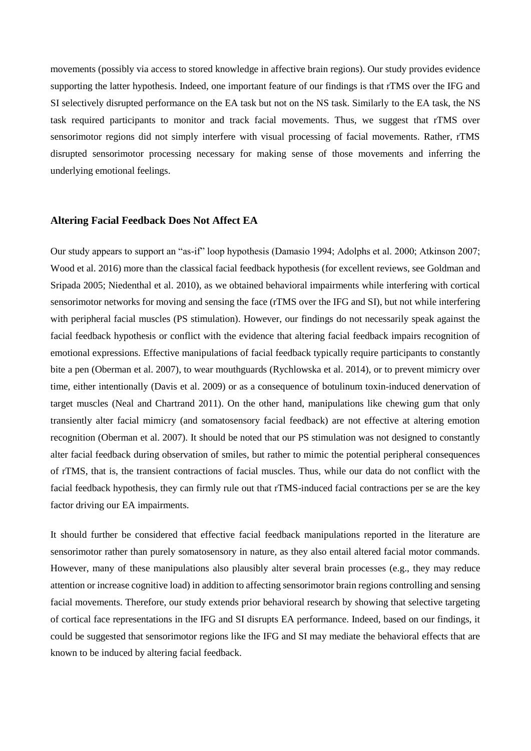movements (possibly via access to stored knowledge in affective brain regions). Our study provides evidence supporting the latter hypothesis. Indeed, one important feature of our findings is that rTMS over the IFG and SI selectively disrupted performance on the EA task but not on the NS task. Similarly to the EA task, the NS task required participants to monitor and track facial movements. Thus, we suggest that rTMS over sensorimotor regions did not simply interfere with visual processing of facial movements. Rather, rTMS disrupted sensorimotor processing necessary for making sense of those movements and inferring the underlying emotional feelings.

### Altering Facial Feedback Does Not Affect EA

Our study appears to support an "as-if" loop hypothesis (Damasio 1994; Adolphs et al. 2000; Atkinson 2007; Wood et al. 2016) more than the classical facial feedback hypothesis (for excellent reviews, see Goldman and Sripada 2005; Niedenthal et al. 2010), as we obtained behavioral impairments while interfering with cortical sensorimotor networks for moving and sensing the face (rTMS over the IFG and SI), but not while interfering with peripheral facial muscles (PS stimulation). However, our findings do not necessarily speak against the facial feedback hypothesis or conflict with the evidence that altering facial feedback impairs recognition of emotional expressions. Effective manipulations of facial feedback typically require participants to constantly bite a pen (Oberman et al. 2007), to wear mouthguards (Rychlowska et al. 2014), or to prevent mimicry over time, either intentionally (Davis et al. 2009) or as a consequence of botulinum toxin-induced denervation of target muscles (Neal and Chartrand 2011). On the other hand, manipulations like chewing gum that only transiently alter facial mimicry (and somatosensory facial feedback) are not effective at altering emotion recognition (Oberman et al. 2007). It should be noted that our PS stimulation was not designed to constantly alter facial feedback during observation of smiles, but rather to mimic the potential peripheral consequences of rTMS, that is, the transient contractions of facial muscles. Thus, while our data do not conflict with the facial feedback hypothesis, they can firmly rule out that rTMS-induced facial contractions per se are the key factor driving our EA impairments.

It should further be considered that effective facial feedback manipulations reported in the literature are sensorimotor rather than purely somatosensory in nature, as they also entail altered facial motor commands. However, many of these manipulations also plausibly alter several brain processes (e.g., they may reduce attention or increase cognitive load) in addition to affecting sensorimotor brain regions controlling and sensing facial movements. Therefore, our study extends prior behavioral research by showing that selective targeting of cortical face representations in the IFG and SI disrupts EA performance. Indeed, based on our findings, it could be suggested that sensorimotor regions like the IFG and SI may mediate the behavioral effects that are known to be induced by altering facial feedback.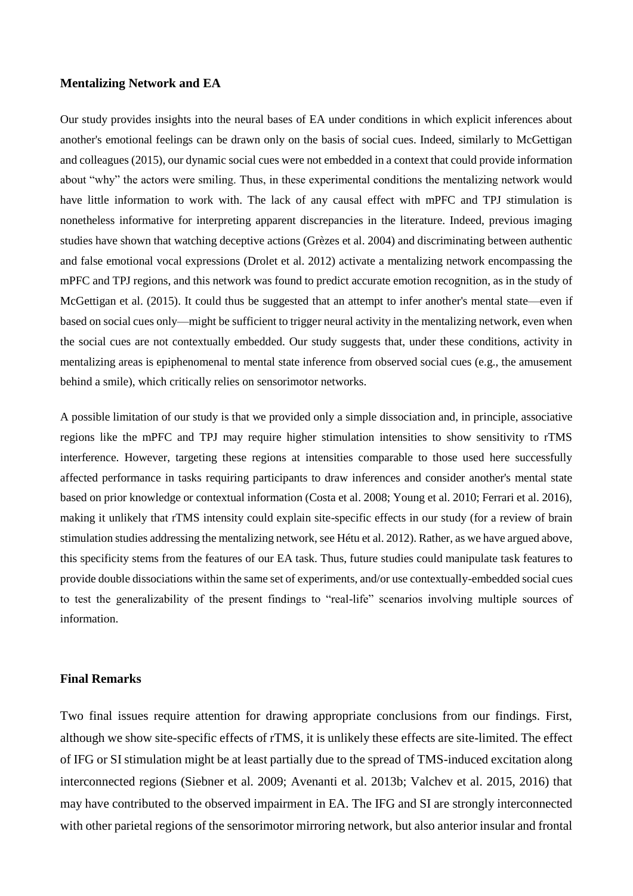### Mentalizing Network and EA

Our study provides insights into the neural bases of EA under conditions in which explicit inferences about another's emotional feelings can be drawn only on the basis of social cues. Indeed, similarly to McGettigan and colleagues (2015), our dynamic social cues were not embedded in a context that could provide information about "why" the actors were smiling. Thus, in these experimental conditions the mentalizing network would have little information to work with. The lack of any causal effect with mPFC and TPJ stimulation is nonetheless informative for interpreting apparent discrepancies in the literature. Indeed, previous imaging studies have shown that watching deceptive actions (Grèzes et al. 2004) and discriminating between authentic and false emotional vocal expressions (Drolet et al. 2012) activate a mentalizing network encompassing the mPFC and TPJ regions, and this network was found to predict accurate emotion recognition, as in the study of McGettigan et al. (2015). It could thus be suggested that an attempt to infer another's mental state—even if based on social cues only—might be sufficient to trigger neural activity in the mentalizing network, even when the social cues are not contextually embedded. Our study suggests that, under these conditions, activity in mentalizing areas is epiphenomenal to mental state inference from observed social cues (e.g., the amusement behind a smile), which critically relies on sensorimotor networks.

A possible limitation of our study is that we provided only a simple dissociation and, in principle, associative regions like the mPFC and TPJ may require higher stimulation intensities to show sensitivity to rTMS interference. However, targeting these regions at intensities comparable to those used here successfully affected performance in tasks requiring participants to draw inferences and consider another's mental state based on prior knowledge or contextual information (Costa et al. 2008; Young et al. 2010; Ferrari et al. 2016), making it unlikely that rTMS intensity could explain site-specific effects in our study (for a review of brain stimulation studies addressing the mentalizing network, see Hétu et al. 2012). Rather, as we have argued above, this specificity stems from the features of our EA task. Thus, future studies could manipulate task features to provide double dissociations within the same set of experiments, and/or use contextually-embedded social cues to test the generalizability of the present findings to "real-life" scenarios involving multiple sources of information.

### Final Remarks

Two final issues require attention for drawing appropriate conclusions from our findings. First, although we show site-specific effects of rTMS, it is unlikely these effects are site-limited. The effect of IFG or SI stimulation might be at least partially due to the spread of TMS-induced excitation along interconnected regions (Siebner et al. 2009; Avenanti et al. 2013b; Valchev et al. 2015, 2016) that may have contributed to the observed impairment in EA. The IFG and SI are strongly interconnected with other parietal regions of the sensorimotor mirroring network, but also anterior insular and frontal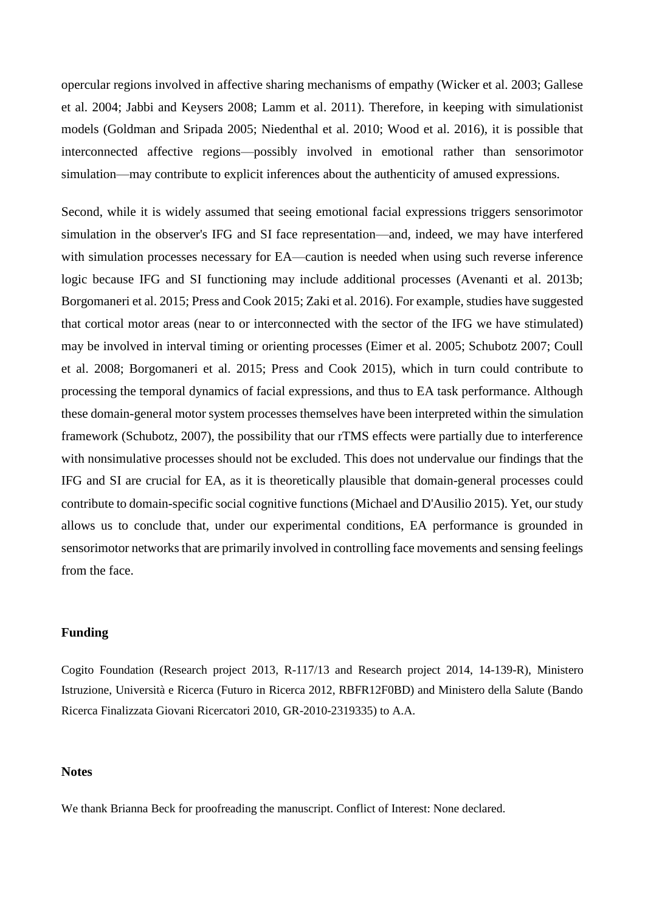opercular regions involved in affective sharing mechanisms of empathy (Wicker et al. 2003; Gallese et al. 2004; Jabbi and Keysers 2008; Lamm et al. 2011). Therefore, in keeping with simulationist models (Goldman and Sripada 2005; Niedenthal et al. 2010; Wood et al. 2016), it is possible that interconnected affective regions—possibly involved in emotional rather than sensorimotor simulation—may contribute to explicit inferences about the authenticity of amused expressions.

Second, while it is widely assumed that seeing emotional facial expressions triggers sensorimotor simulation in the observer's IFG and SI face representation—and, indeed, we may have interfered with simulation processes necessary for EA—caution is needed when using such reverse inference logic because IFG and SI functioning may include additional processes (Avenanti et al. 2013b; Borgomaneri et al. 2015; Press and Cook 2015; Zaki et al. 2016). For example, studies have suggested that cortical motor areas (near to or interconnected with the sector of the IFG we have stimulated) may be involved in interval timing or orienting processes (Eimer et al. 2005; Schubotz 2007; Coull et al. 2008; Borgomaneri et al. 2015; Press and Cook 2015), which in turn could contribute to processing the temporal dynamics of facial expressions, and thus to EA task performance. Although these domain-general motor system processes themselves have been interpreted within the simulation framework (Schubotz, 2007), the possibility that our rTMS effects were partially due to interference with nonsimulative processes should not be excluded. This does not undervalue our findings that the IFG and SI are crucial for EA, as it is theoretically plausible that domain-general processes could contribute to domain-specific social cognitive functions (Michael and D'Ausilio 2015). Yet, our study allows us to conclude that, under our experimental conditions, EA performance is grounded in sensorimotor networks that are primarily involved in controlling face movements and sensing feelings from the face.

## Funding

Cogito Foundation (Research project 2013, R-117/13 and Research project 2014, 14-139-R), Ministero Istruzione, Università e Ricerca (Futuro in Ricerca 2012, RBFR12F0BD) and Ministero della Salute (Bando Ricerca Finalizzata Giovani Ricercatori 2010, GR-2010-2319335) to A.A.

## Notes

We thank Brianna Beck for proofreading the manuscript. Conflict of Interest: None declared.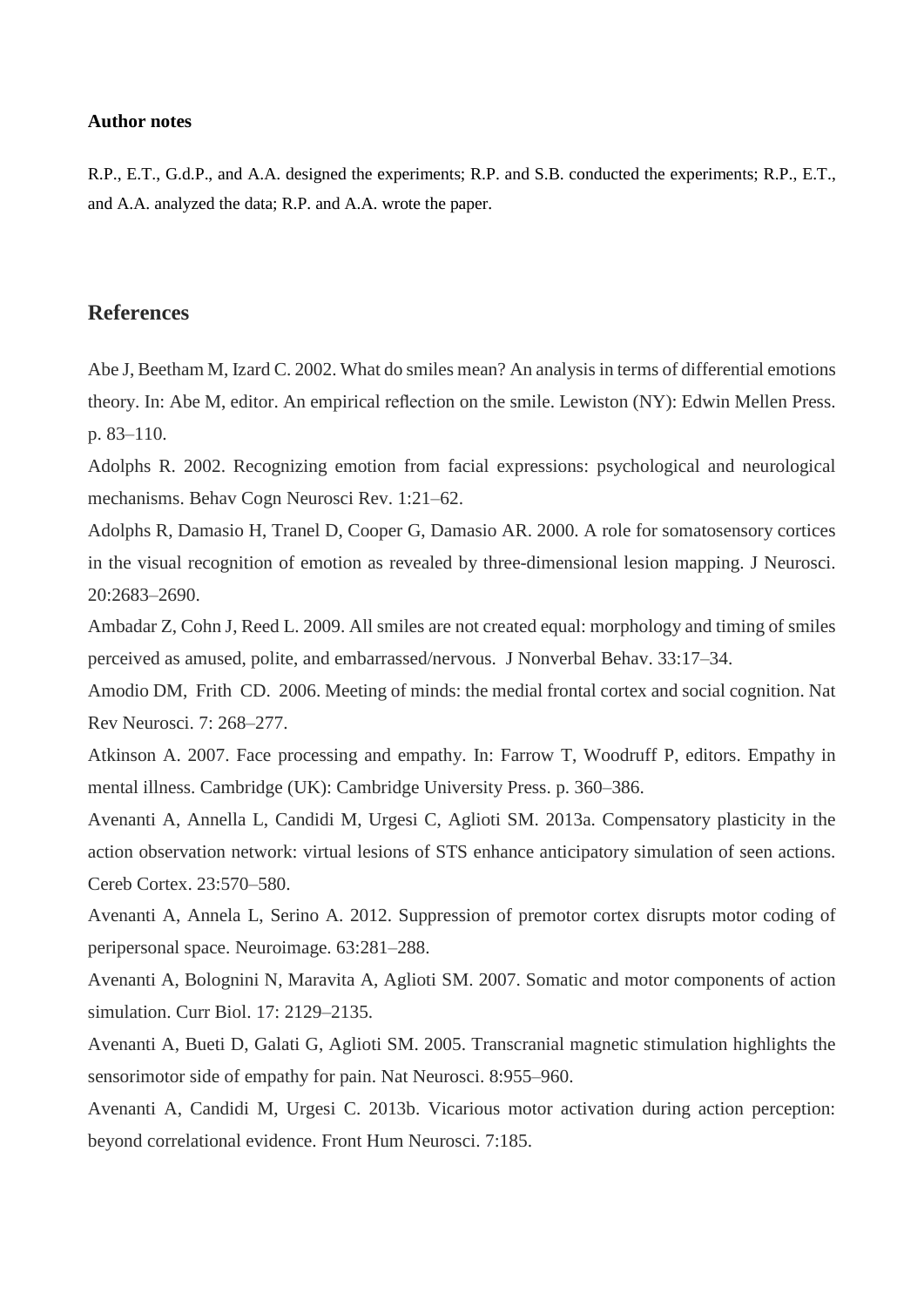**Author notes**

R.P., E.T., G.d.P., and A.A. designed the experiments; R.P. and S.B. conducted the experiments; R.P., E.T., and A.A. analyzed the data; R.P. and A.A. wrote the paper.

## References

Abe J, Beetham M, Izard C. 2002. What do smiles mean? An analysis in terms of differential emotions theory. In: Abe M, editor. An empirical reflection on the smile. Lewiston (NY): Edwin Mellen Press. p. 83–110.

Adolphs R. 2002. Recognizing emotion from facial expressions: psychological and neurological mechanisms. Behav Cogn Neurosci Rev. 1:21–62.

Adolphs R, Damasio H, Tranel D, Cooper G, Damasio AR. 2000. A role for somatosensory cortices in the visual recognition of emotion as revealed by three-dimensional lesion mapping. J Neurosci. 20:2683–2690.

Ambadar Z, Cohn J, Reed L. 2009. All smiles are not created equal: morphology and timing of smiles perceived as amused, polite, and embarrassed/nervous. J Nonverbal Behav. 33:17–34.

Amodio DM, Frith CD. 2006. Meeting of minds: the medial frontal cortex and social cognition. Nat Rev Neurosci. 7: 268–277.

Atkinson A. 2007. Face processing and empathy. In: Farrow T, Woodruff P, editors. Empathy in mental illness. Cambridge (UK): Cambridge University Press. p. 360–386.

Avenanti A, Annella L, Candidi M, Urgesi C, Aglioti SM. 2013a. Compensatory plasticity in the action observation network: virtual lesions of STS enhance anticipatory simulation of seen actions. Cereb Cortex. 23:570–580.

Avenanti A, Annela L, Serino A. 2012. Suppression of premotor cortex disrupts motor coding of peripersonal space. Neuroimage. 63:281–288.

Avenanti A, Bolognini N, Maravita A, Aglioti SM. 2007. Somatic and motor components of action simulation. Curr Biol. 17: 2129–2135.

Avenanti A, Bueti D, Galati G, Aglioti SM. 2005. Transcranial magnetic stimulation highlights the sensorimotor side of empathy for pain. Nat Neurosci. 8:955–960.

Avenanti A, Candidi M, Urgesi C. 2013b. Vicarious motor activation during action perception: beyond correlational evidence. Front Hum Neurosci. 7:185.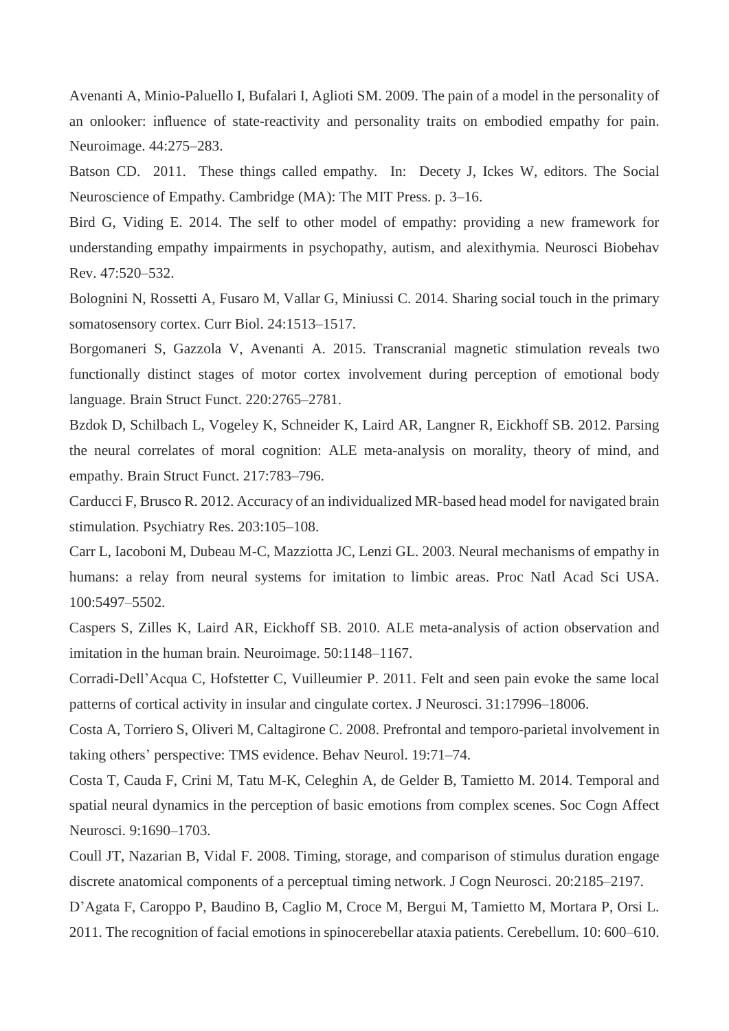Avenanti A, Minio-Paluello I, Bufalari I, Aglioti SM. 2009. The pain of a model in the personality of an onlooker: influence of state-reactivity and personality traits on embodied empathy for pain. Neuroimage. 44:275–283.

Batson CD. 2011. These things called empathy. In: Decety J, Ickes W, editors. The Social Neuroscience of Empathy. Cambridge (MA): The MIT Press. p. 3–16.

Bird G, Viding E. 2014. The self to other model of empathy: providing a new framework for understanding empathy impairments in psychopathy, autism, and alexithymia. Neurosci Biobehav Rev. 47:520–532.

Bolognini N, Rossetti A, Fusaro M, Vallar G, Miniussi C. 2014. Sharing social touch in the primary somatosensory cortex. Curr Biol. 24:1513–1517.

Borgomaneri S, Gazzola V, Avenanti A. 2015. Transcranial magnetic stimulation reveals two functionally distinct stages of motor cortex involvement during perception of emotional body language. Brain Struct Funct. 220:2765–2781.

Bzdok D, Schilbach L, Vogeley K, Schneider K, Laird AR, Langner R, Eickhoff SB. 2012. Parsing the neural correlates of moral cognition: ALE meta-analysis on morality, theory of mind, and empathy. Brain Struct Funct. 217:783–796.

Carducci F, Brusco R. 2012. Accuracy of an individualized MR-based head model for navigated brain stimulation. Psychiatry Res. 203:105–108.

Carr L, Iacoboni M, Dubeau M-C, Mazziotta JC, Lenzi GL. 2003. Neural mechanisms of empathy in humans: a relay from neural systems for imitation to limbic areas. Proc Natl Acad Sci USA. 100:5497–5502.

Caspers S, Zilles K, Laird AR, Eickhoff SB. 2010. ALE meta-analysis of action observation and imitation in the human brain. Neuroimage. 50:1148–1167.

Corradi-Dell'Acqua C, Hofstetter C, Vuilleumier P. 2011. Felt and seen pain evoke the same local patterns of cortical activity in insular and cingulate cortex. J Neurosci. 31:17996–18006.

Costa A, Torriero S, Oliveri M, Caltagirone C. 2008. Prefrontal and temporo-parietal involvement in taking others' perspective: TMS evidence. Behav Neurol. 19:71–74.

Costa T, Cauda F, Crini M, Tatu M-K, Celeghin A, de Gelder B, Tamietto M. 2014. Temporal and spatial neural dynamics in the perception of basic emotions from complex scenes. Soc Cogn Affect Neurosci. 9:1690–1703.

Coull JT, Nazarian B, Vidal F. 2008. Timing, storage, and comparison of stimulus duration engage discrete anatomical components of a perceptual timing network. J Cogn Neurosci. 20:2185–2197.

D'Agata F, Caroppo P, Baudino B, Caglio M, Croce M, Bergui M, Tamietto M, Mortara P, Orsi L. 2011. The recognition of facial emotions in spinocerebellar ataxia patients. Cerebellum. 10: 600–610.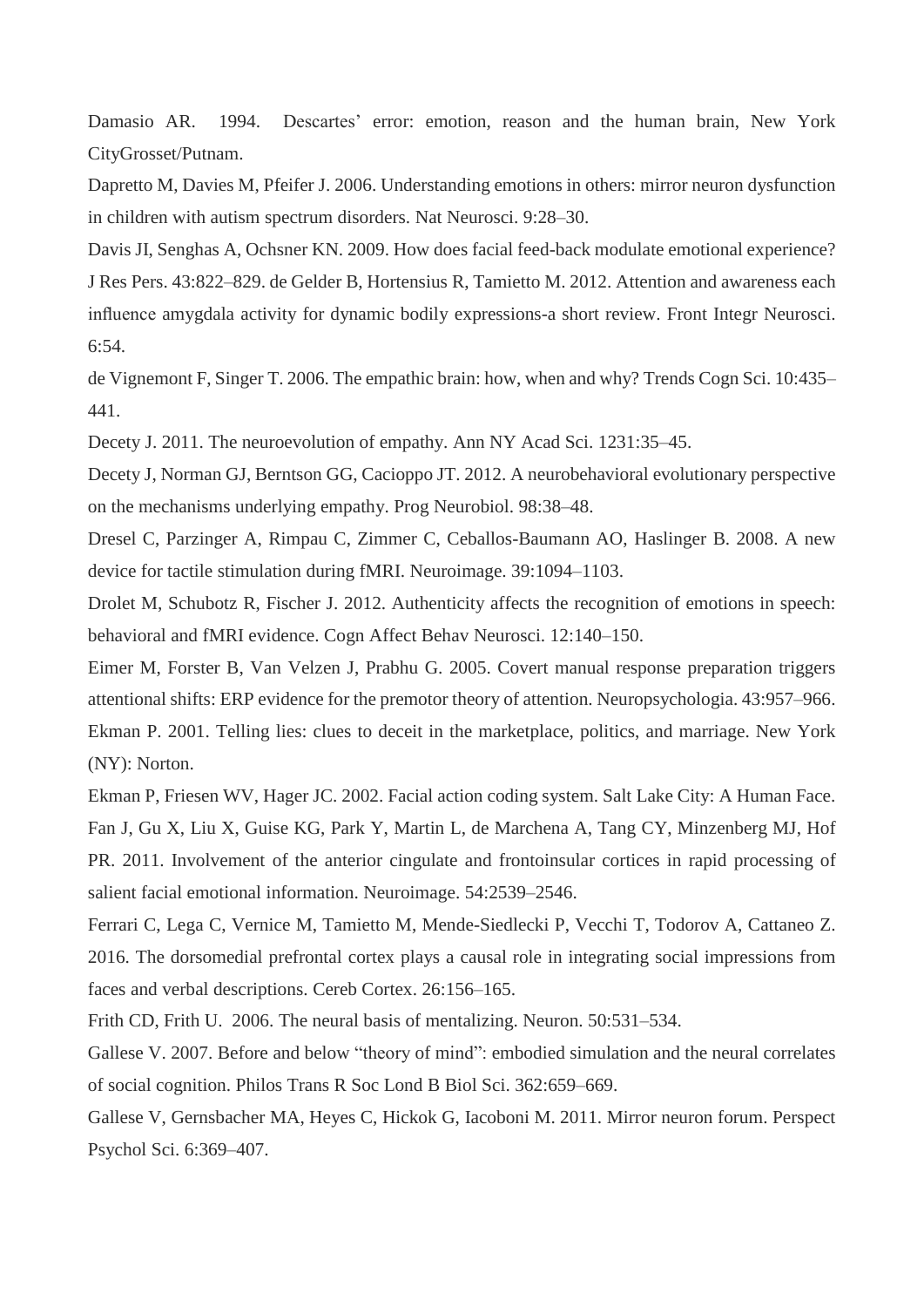Damasio AR. 1994. Descartes' error: emotion, reason and the human brain, New York CityGrosset/Putnam.

Dapretto M, Davies M, Pfeifer J. 2006. Understanding emotions in others: mirror neuron dysfunction in children with autism spectrum disorders. Nat Neurosci. 9:28–30.

Davis JI, Senghas A, Ochsner KN. 2009. How does facial feed-back modulate emotional experience? J Res Pers. 43:822–829. de Gelder B, Hortensius R, Tamietto M. 2012. Attention and awareness each influence amygdala activity for dynamic bodily expressions-a short review. Front Integr Neurosci. 6:54.

de Vignemont F, Singer T. 2006. The empathic brain: how, when and why? Trends Cogn Sci. 10:435–441.

Decety J. 2011. The neuroevolution of empathy. Ann NY Acad Sci. 1231:35–45.

Decety J, Norman GJ, Berntson GG, Cacioppo JT. 2012. A neurobehavioral evolutionary perspective on the mechanisms underlying empathy. Prog Neurobiol. 98:38–48.

Dresel C, Parzinger A, Rimpau C, Zimmer C, Ceballos-Baumann AO, Haslinger B. 2008. A new device for tactile stimulation during fMRI. Neuroimage. 39:1094–1103.

Drolet M, Schubotz R, Fischer J. 2012. Authenticity affects the recognition of emotions in speech: behavioral and fMRI evidence. Cogn Affect Behav Neurosci. 12:140–150.

Eimer M, Forster B, Van Velzen J, Prabhu G. 2005. Covert manual response preparation triggers attentional shifts: ERP evidence for the premotor theory of attention. Neuropsychologia. 43:957–966.

Ekman P. 2001. Telling lies: clues to deceit in the marketplace, politics, and marriage. New York (NY): Norton.

Ekman P, Friesen WV, Hager JC. 2002. Facial action coding system. Salt Lake City: A Human Face.

Fan J, Gu X, Liu X, Guise KG, Park Y, Martin L, de Marchena A, Tang CY, Minzenberg MJ, Hof PR. 2011. Involvement of the anterior cingulate and frontoinsular cortices in rapid processing of salient facial emotional information. Neuroimage. 54:2539–2546.

Ferrari C, Lega C, Vernice M, Tamietto M, Mende-Siedlecki P, Vecchi T, Todorov A, Cattaneo Z. 2016. The dorsomedial prefrontal cortex plays a causal role in integrating social impressions from faces and verbal descriptions. Cereb Cortex. 26:156–165.

Frith CD, Frith U. 2006. The neural basis of mentalizing. Neuron. 50:531–534.

Gallese V. 2007. Before and below "theory of mind": embodied simulation and the neural correlates of social cognition. Philos Trans R Soc Lond B Biol Sci. 362:659–669.

Gallese V, Gernsbacher MA, Heyes C, Hickok G, Iacoboni M. 2011. Mirror neuron forum. Perspect Psychol Sci. 6:369–407.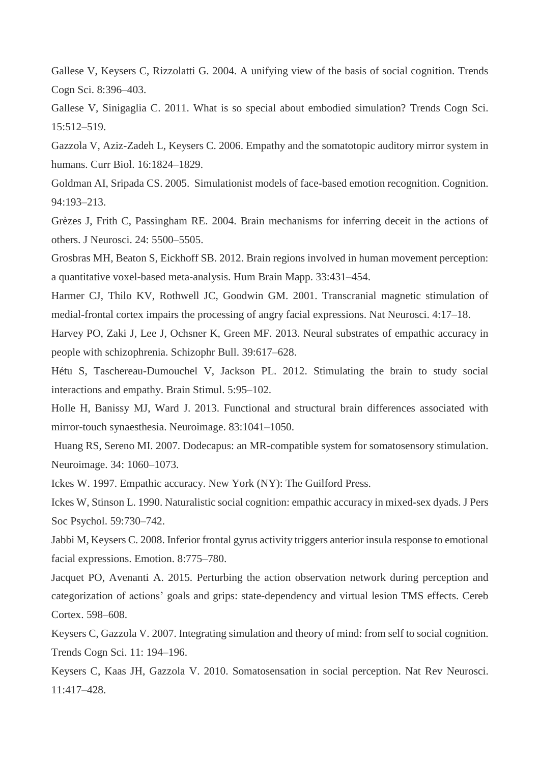Gallese V, Keysers C, Rizzolatti G. 2004. A unifying view of the basis of social cognition. Trends Cogn Sci. 8:396–403.

Gallese V, Sinigaglia C. 2011. What is so special about embodied simulation? Trends Cogn Sci. 15:512–519.

Gazzola V, Aziz-Zadeh L, Keysers C. 2006. Empathy and the somatotopic auditory mirror system in humans. Curr Biol. 16:1824–1829.

Goldman AI, Sripada CS. 2005. Simulationist models of face-based emotion recognition. Cognition. 94:193–213.

Grèzes J, Frith C, Passingham RE. 2004. Brain mechanisms for inferring deceit in the actions of others. J Neurosci. 24: 5500–5505.

Grosbras MH, Beaton S, Eickhoff SB. 2012. Brain regions involved in human movement perception: a quantitative voxel-based meta-analysis. Hum Brain Mapp. 33:431–454.

Harmer CJ, Thilo KV, Rothwell JC, Goodwin GM. 2001. Transcranial magnetic stimulation of medial-frontal cortex impairs the processing of angry facial expressions. Nat Neurosci. 4:17–18.

Harvey PO, Zaki J, Lee J, Ochsner K, Green MF. 2013. Neural substrates of empathic accuracy in people with schizophrenia. Schizophr Bull. 39:617–628.

Hétu S, Taschereau-Dumouchel V, Jackson PL. 2012. Stimulating the brain to study social interactions and empathy. Brain Stimul. 5:95–102.

Holle H, Banissy MJ, Ward J. 2013. Functional and structural brain differences associated with mirror-touch synaesthesia. Neuroimage. 83:1041–1050.

Huang RS, Sereno MI. 2007. Dodecapus: an MR-compatible system for somatosensory stimulation. Neuroimage. 34: 1060–1073.

Ickes W. 1997. Empathic accuracy. New York (NY): The Guilford Press.

Ickes W, Stinson L. 1990. Naturalistic social cognition: empathic accuracy in mixed-sex dyads. J Pers Soc Psychol. 59:730–742.

Jabbi M, Keysers C. 2008. Inferior frontal gyrus activity triggers anterior insula response to emotional facial expressions. Emotion. 8:775–780.

Jacquet PO, Avenanti A. 2015. Perturbing the action observation network during perception and categorization of actions' goals and grips: state-dependency and virtual lesion TMS effects. Cereb Cortex. 598–608.

Keysers C, Gazzola V. 2007. Integrating simulation and theory of mind: from self to social cognition. Trends Cogn Sci. 11: 194–196.

Keysers C, Kaas JH, Gazzola V. 2010. Somatosensation in social perception. Nat Rev Neurosci. 11:417–428.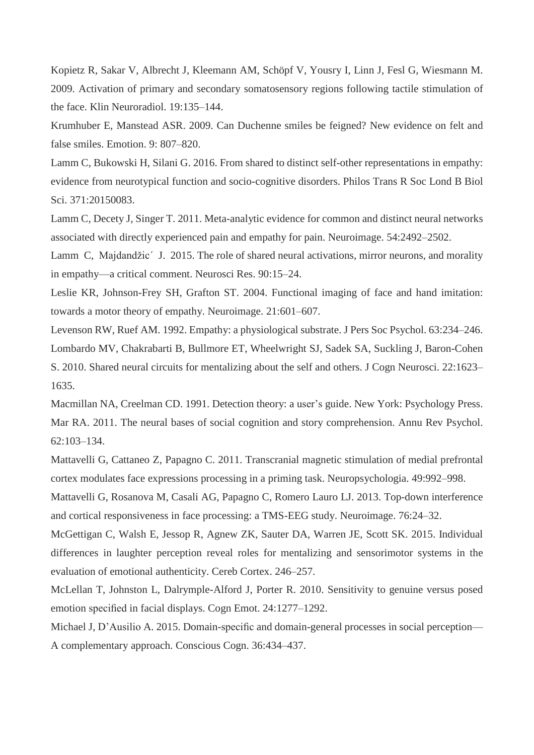Kopietz R, Sakar V, Albrecht J, Kleemann AM, Schöpf V, Yousry I, Linn J, Fesl G, Wiesmann M. 2009. Activation of primary and secondary somatosensory regions following tactile stimulation of the face. Klin Neuroradiol. 19:135–144.

Krumhuber E, Manstead ASR. 2009. Can Duchenne smiles be feigned? New evidence on felt and false smiles. Emotion. 9: 807–820.

Lamm C, Bukowski H, Silani G. 2016. From shared to distinct self-other representations in empathy: evidence from neurotypical function and socio-cognitive disorders. Philos Trans R Soc Lond B Biol Sci. 371:20150083.

Lamm C, Decety J, Singer T. 2011. Meta-analytic evidence for common and distinct neural networks associated with directly experienced pain and empathy for pain. Neuroimage. 54:2492–2502.

Lamm C, Majdandžic´ J. 2015. The role of shared neural activations, mirror neurons, and morality in empathy—a critical comment. Neurosci Res. 90:15–24.

Leslie KR, Johnson-Frey SH, Grafton ST. 2004. Functional imaging of face and hand imitation: towards a motor theory of empathy. Neuroimage. 21:601–607.

Levenson RW, Ruef AM. 1992. Empathy: a physiological substrate. J Pers Soc Psychol. 63:234–246.

Lombardo MV, Chakrabarti B, Bullmore ET, Wheelwright SJ, Sadek SA, Suckling J, Baron-Cohen S. 2010. Shared neural circuits for mentalizing about the self and others. J Cogn Neurosci. 22:1623–1635.

Macmillan NA, Creelman CD. 1991. Detection theory: a user's guide. New York: Psychology Press.

Mar RA. 2011. The neural bases of social cognition and story comprehension. Annu Rev Psychol. 62:103–134.

Mattavelli G, Cattaneo Z, Papagno C. 2011. Transcranial magnetic stimulation of medial prefrontal cortex modulates face expressions processing in a priming task. Neuropsychologia. 49:992–998.

Mattavelli G, Rosanova M, Casali AG, Papagno C, Romero Lauro LJ. 2013. Top-down interference and cortical responsiveness in face processing: a TMS-EEG study. Neuroimage. 76:24–32.

McGettigan C, Walsh E, Jessop R, Agnew ZK, Sauter DA, Warren JE, Scott SK. 2015. Individual differences in laughter perception reveal roles for mentalizing and sensorimotor systems in the evaluation of emotional authenticity. Cereb Cortex. 246–257.

McLellan T, Johnston L, Dalrymple-Alford J, Porter R. 2010. Sensitivity to genuine versus posed emotion specified in facial displays. Cogn Emot. 24:1277–1292.

Michael J, D'Ausilio A. 2015. Domain-specific and domain-general processes in social perception—A complementary approach. Conscious Cogn. 36:434–437.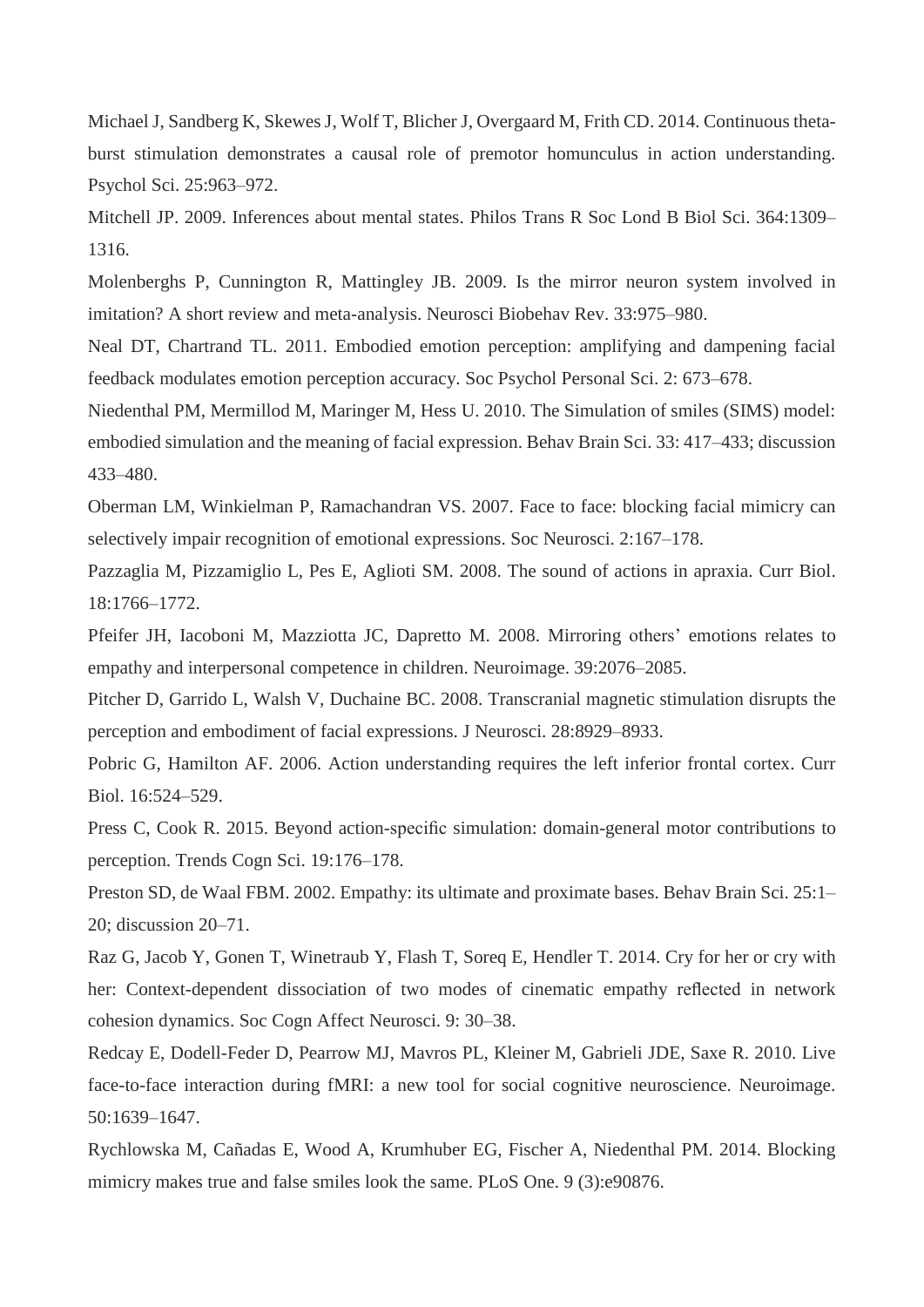Michael J, Sandberg K, Skewes J, Wolf T, Blicher J, Overgaard M, Frith CD. 2014. Continuous theta-burst stimulation demonstrates a causal role of premotor homunculus in action understanding. Psychol Sci. 25:963–972.

Mitchell JP. 2009. Inferences about mental states. Philos Trans R Soc Lond B Biol Sci. 364:1309–1316.

Molenberghs P, Cunnington R, Mattingley JB. 2009. Is the mirror neuron system involved in imitation? A short review and meta-analysis. Neurosci Biobehav Rev. 33:975–980.

Neal DT, Chartrand TL. 2011. Embodied emotion perception: amplifying and dampening facial feedback modulates emotion perception accuracy. Soc Psychol Personal Sci. 2: 673–678.

Niedenthal PM, Mermillod M, Maringer M, Hess U. 2010. The Simulation of smiles (SIMS) model: embodied simulation and the meaning of facial expression. Behav Brain Sci. 33: 417–433; discussion 433–480.

Oberman LM, Winkielman P, Ramachandran VS. 2007. Face to face: blocking facial mimicry can selectively impair recognition of emotional expressions. Soc Neurosci. 2:167–178.

Pazzaglia M, Pizzamiglio L, Pes E, Aglioti SM. 2008. The sound of actions in apraxia. Curr Biol. 18:1766–1772.

Pfeifer JH, Iacoboni M, Mazziotta JC, Dapretto M. 2008. Mirroring others' emotions relates to empathy and interpersonal competence in children. Neuroimage. 39:2076–2085.

Pitcher D, Garrido L, Walsh V, Duchaine BC. 2008. Transcranial magnetic stimulation disrupts the perception and embodiment of facial expressions. J Neurosci. 28:8929–8933.

Pobric G, Hamilton AF. 2006. Action understanding requires the left inferior frontal cortex. Curr Biol. 16:524–529.

Press C, Cook R. 2015. Beyond action-specific simulation: domain-general motor contributions to perception. Trends Cogn Sci. 19:176–178.

Preston SD, de Waal FBM. 2002. Empathy: its ultimate and proximate bases. Behav Brain Sci. 25:1–20; discussion 20–71.

Raz G, Jacob Y, Gonen T, Winetraub Y, Flash T, Soreq E, Hendler T. 2014. Cry for her or cry with her: Context-dependent dissociation of two modes of cinematic empathy reflected in network cohesion dynamics. Soc Cogn Affect Neurosci. 9: 30–38.

Redcay E, Dodell-Feder D, Pearrow MJ, Mavros PL, Kleiner M, Gabrieli JDE, Saxe R. 2010. Live face-to-face interaction during fMRI: a new tool for social cognitive neuroscience. Neuroimage. 50:1639–1647.

Rychlowska M, Cañadas E, Wood A, Krumhuber EG, Fischer A, Niedenthal PM. 2014. Blocking mimicry makes true and false smiles look the same. PLoS One. 9 (3):e90876.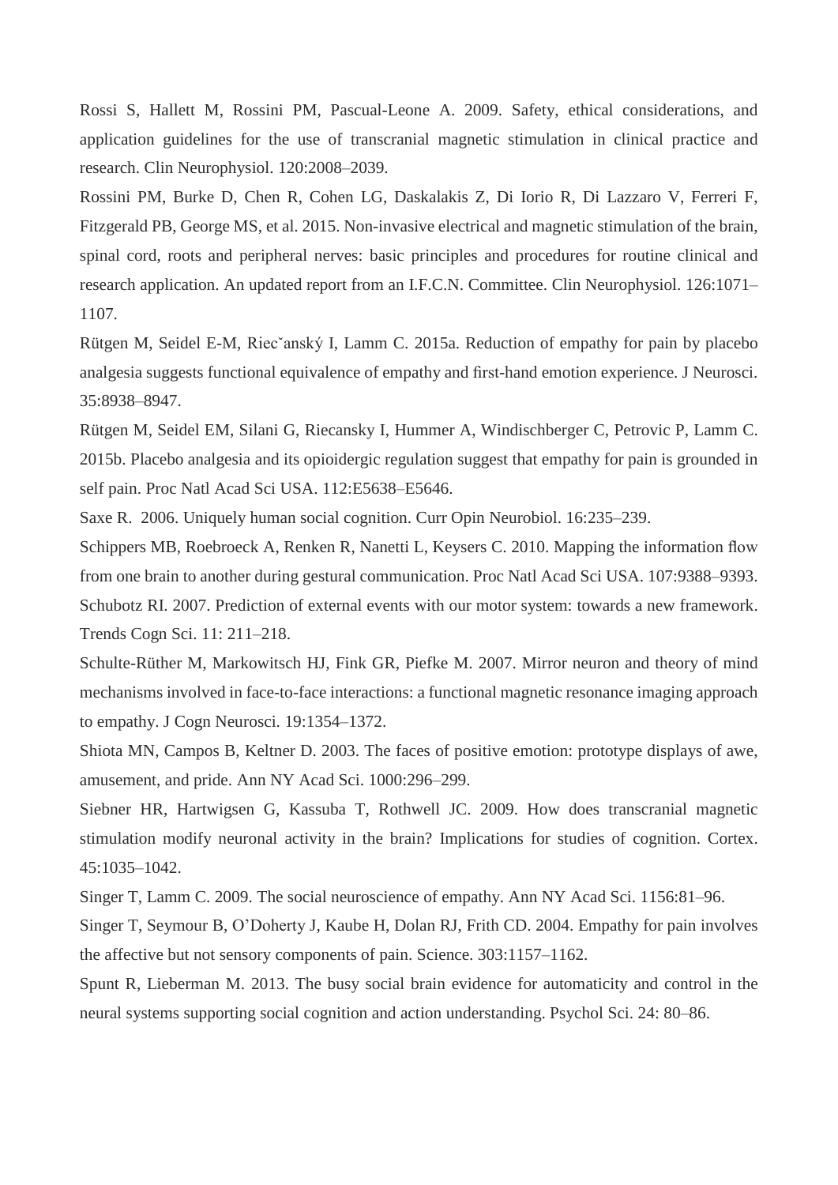Rossi S, Hallett M, Rossini PM, Pascual-Leone A. 2009. Safety, ethical considerations, and application guidelines for the use of transcranial magnetic stimulation in clinical practice and research. Clin Neurophysiol. 120:2008–2039.

Rossini PM, Burke D, Chen R, Cohen LG, Daskalakis Z, Di Iorio R, Di Lazzaro V, Ferreri F, Fitzgerald PB, George MS, et al. 2015. Non-invasive electrical and magnetic stimulation of the brain, spinal cord, roots and peripheral nerves: basic principles and procedures for routine clinical and research application. An updated report from an I.F.C.N. Committee. Clin Neurophysiol. 126:1071–1107.

Rütgen M, Seidel E-M, Riecˇanský I, Lamm C. 2015a. Reduction of empathy for pain by placebo analgesia suggests functional equivalence of empathy and first-hand emotion experience. J Neurosci. 35:8938–8947.

Rütgen M, Seidel EM, Silani G, Riecansky I, Hummer A, Windischberger C, Petrovic P, Lamm C. 2015b. Placebo analgesia and its opioidergic regulation suggest that empathy for pain is grounded in self pain. Proc Natl Acad Sci USA. 112:E5638–E5646.

Saxe R. 2006. Uniquely human social cognition. Curr Opin Neurobiol. 16:235–239.

Schippers MB, Roebroeck A, Renken R, Nanetti L, Keysers C. 2010. Mapping the information flow from one brain to another during gestural communication. Proc Natl Acad Sci USA. 107:9388–9393.

Schubotz RI. 2007. Prediction of external events with our motor system: towards a new framework. Trends Cogn Sci. 11: 211–218.

Schulte-Rüther M, Markowitsch HJ, Fink GR, Piefke M. 2007. Mirror neuron and theory of mind mechanisms involved in face-to-face interactions: a functional magnetic resonance imaging approach to empathy. J Cogn Neurosci. 19:1354–1372.

Shiota MN, Campos B, Keltner D. 2003. The faces of positive emotion: prototype displays of awe, amusement, and pride. Ann NY Acad Sci. 1000:296–299.

Siebner HR, Hartwigsen G, Kassuba T, Rothwell JC. 2009. How does transcranial magnetic stimulation modify neuronal activity in the brain? Implications for studies of cognition. Cortex. 45:1035–1042.

Singer T, Lamm C. 2009. The social neuroscience of empathy. Ann NY Acad Sci. 1156:81–96.

Singer T, Seymour B, O'Doherty J, Kaube H, Dolan RJ, Frith CD. 2004. Empathy for pain involves the affective but not sensory components of pain. Science. 303:1157–1162.

Spunt R, Lieberman M. 2013. The busy social brain evidence for automaticity and control in the neural systems supporting social cognition and action understanding. Psychol Sci. 24: 80–86.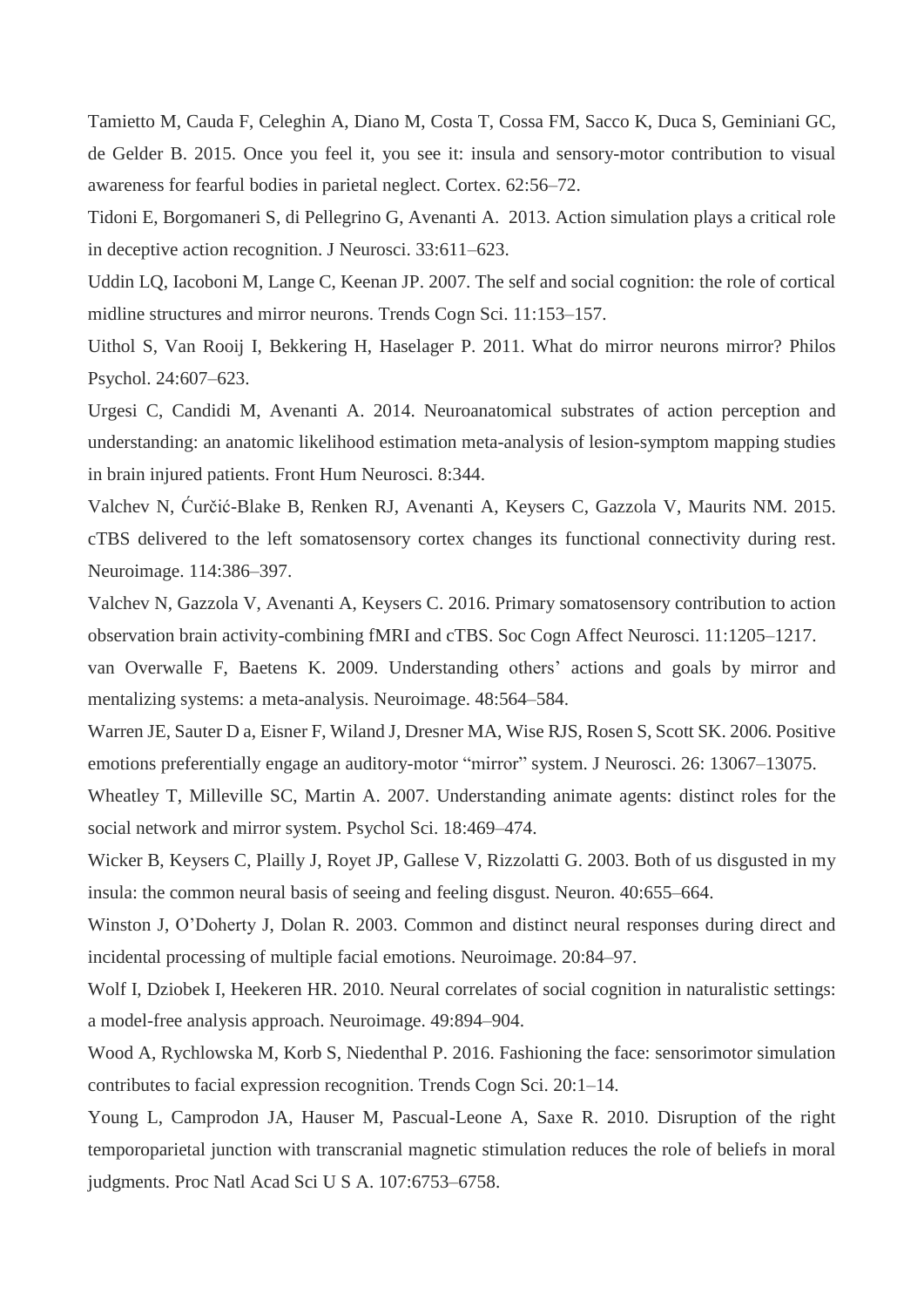Tamietto M, Cauda F, Celeghin A, Diano M, Costa T, Cossa FM, Sacco K, Duca S, Geminiani GC, de Gelder B. 2015. Once you feel it, you see it: insula and sensory-motor contribution to visual awareness for fearful bodies in parietal neglect. Cortex. 62:56–72.

Tidoni E, Borgomaneri S, di Pellegrino G, Avenanti A. 2013. Action simulation plays a critical role in deceptive action recognition. J Neurosci. 33:611–623.

Uddin LQ, Iacoboni M, Lange C, Keenan JP. 2007. The self and social cognition: the role of cortical midline structures and mirror neurons. Trends Cogn Sci. 11:153–157.

Uithol S, Van Rooij I, Bekkering H, Haselager P. 2011. What do mirror neurons mirror? Philos Psychol. 24:607–623.

Urgesi C, Candidi M, Avenanti A. 2014. Neuroanatomical substrates of action perception and understanding: an anatomic likelihood estimation meta-analysis of lesion-symptom mapping studies in brain injured patients. Front Hum Neurosci. 8:344.

Valchev N, Ćurčić-Blake B, Renken RJ, Avenanti A, Keysers C, Gazzola V, Maurits NM. 2015. cTBS delivered to the left somatosensory cortex changes its functional connectivity during rest. Neuroimage. 114:386–397.

Valchev N, Gazzola V, Avenanti A, Keysers C. 2016. Primary somatosensory contribution to action observation brain activity-combining fMRI and cTBS. Soc Cogn Affect Neurosci. 11:1205–1217.

van Overwalle F, Baetens K. 2009. Understanding others' actions and goals by mirror and mentalizing systems: a meta-analysis. Neuroimage. 48:564–584.

Warren JE, Sauter D a, Eisner F, Wiland J, Dresner MA, Wise RJS, Rosen S, Scott SK. 2006. Positive emotions preferentially engage an auditory-motor "mirror" system. J Neurosci. 26: 13067–13075.

Wheatley T, Milleville SC, Martin A. 2007. Understanding animate agents: distinct roles for the social network and mirror system. Psychol Sci. 18:469–474.

Wicker B, Keysers C, Plailly J, Royet JP, Gallese V, Rizzolatti G. 2003. Both of us disgusted in my insula: the common neural basis of seeing and feeling disgust. Neuron. 40:655–664.

Winston J, O'Doherty J, Dolan R. 2003. Common and distinct neural responses during direct and incidental processing of multiple facial emotions. Neuroimage. 20:84–97.

Wolf I, Dziobek I, Heekeren HR. 2010. Neural correlates of social cognition in naturalistic settings: a model-free analysis approach. Neuroimage. 49:894–904.

Wood A, Rychlowska M, Korb S, Niedenthal P. 2016. Fashioning the face: sensorimotor simulation contributes to facial expression recognition. Trends Cogn Sci. 20:1–14.

Young L, Camprodon JA, Hauser M, Pascual-Leone A, Saxe R. 2010. Disruption of the right temporoparietal junction with transcranial magnetic stimulation reduces the role of beliefs in moral judgments. Proc Natl Acad Sci U S A. 107:6753–6758.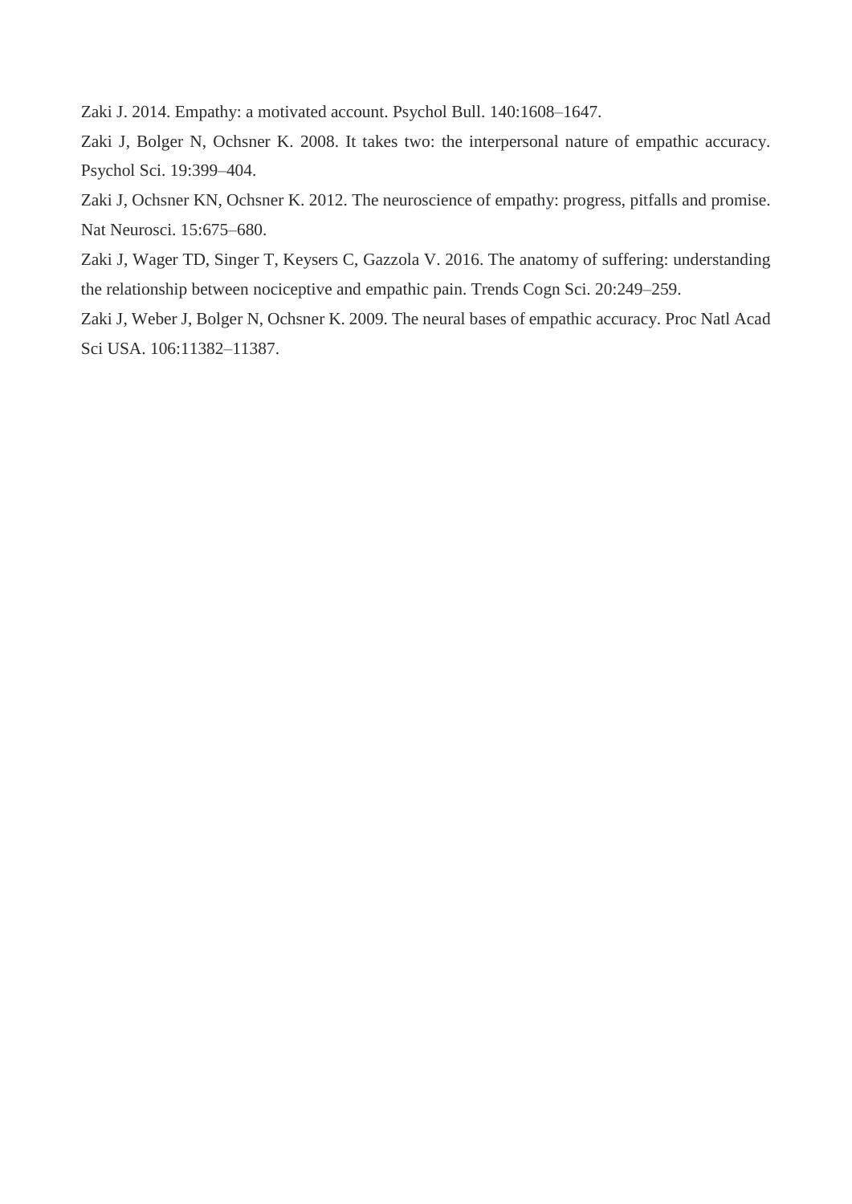Zaki J. 2014. Empathy: a motivated account. Psychol Bull. 140:1608–1647.

Zaki J, Bolger N, Ochsner K. 2008. It takes two: the interpersonal nature of empathic accuracy. Psychol Sci. 19:399–404.

Zaki J, Ochsner KN, Ochsner K. 2012. The neuroscience of empathy: progress, pitfalls and promise. Nat Neurosci. 15:675–680.

Zaki J, Wager TD, Singer T, Keysers C, Gazzola V. 2016. The anatomy of suffering: understanding the relationship between nociceptive and empathic pain. Trends Cogn Sci. 20:249–259.

Zaki J, Weber J, Bolger N, Ochsner K. 2009. The neural bases of empathic accuracy. Proc Natl Acad Sci USA. 106:11382–11387.